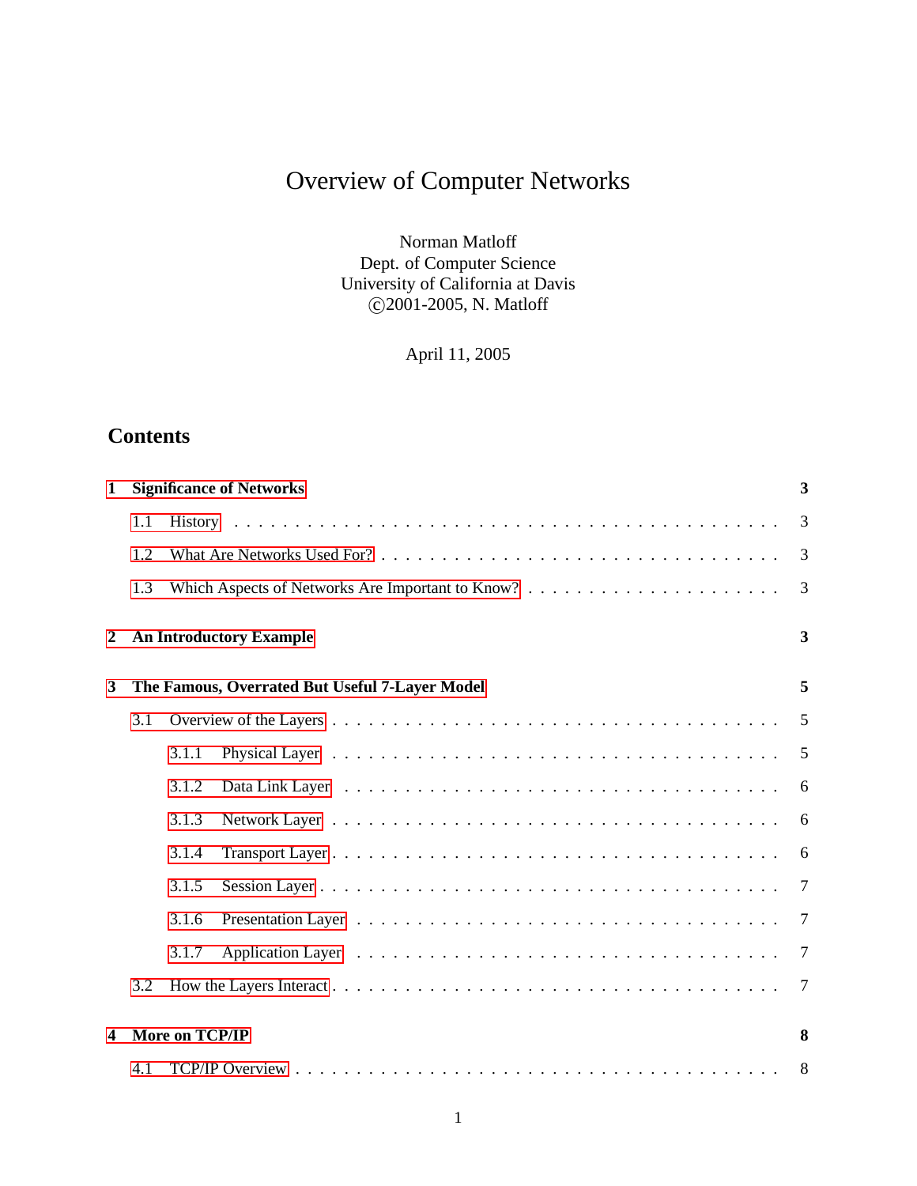# Overview of Computer Networks

Norman Matloff
Dept. of Computer Science
University of California at Davis
©2001-2005, N. Matloff

April 11, 2005

## Contents

**1 Significance of Networks** **3**

- 1.1 History . . . . . 3
- 1.2 What Are Networks Used For? . . . . . 3
- 1.3 Which Aspects of Networks Are Important to Know? . . . . . 3

**2 An Introductory Example** **3**

**3 The Famous, Overrated But Useful 7-Layer Model** **5**

- 3.1 Overview of the Layers . . . . . 5
  - 3.1.1 Physical Layer . . . . . 5
  - 3.1.2 Data Link Layer . . . . . 6
  - 3.1.3 Network Layer . . . . . 6
  - 3.1.4 Transport Layer . . . . . 6
  - 3.1.5 Session Layer . . . . . 7
  - 3.1.6 Presentation Layer . . . . . 7
  - 3.1.7 Application Layer . . . . . 7
- 3.2 How the Layers Interact . . . . . 7

**4 More on TCP/IP** **8**

- 4.1 TCP/IP Overview . . . . . 8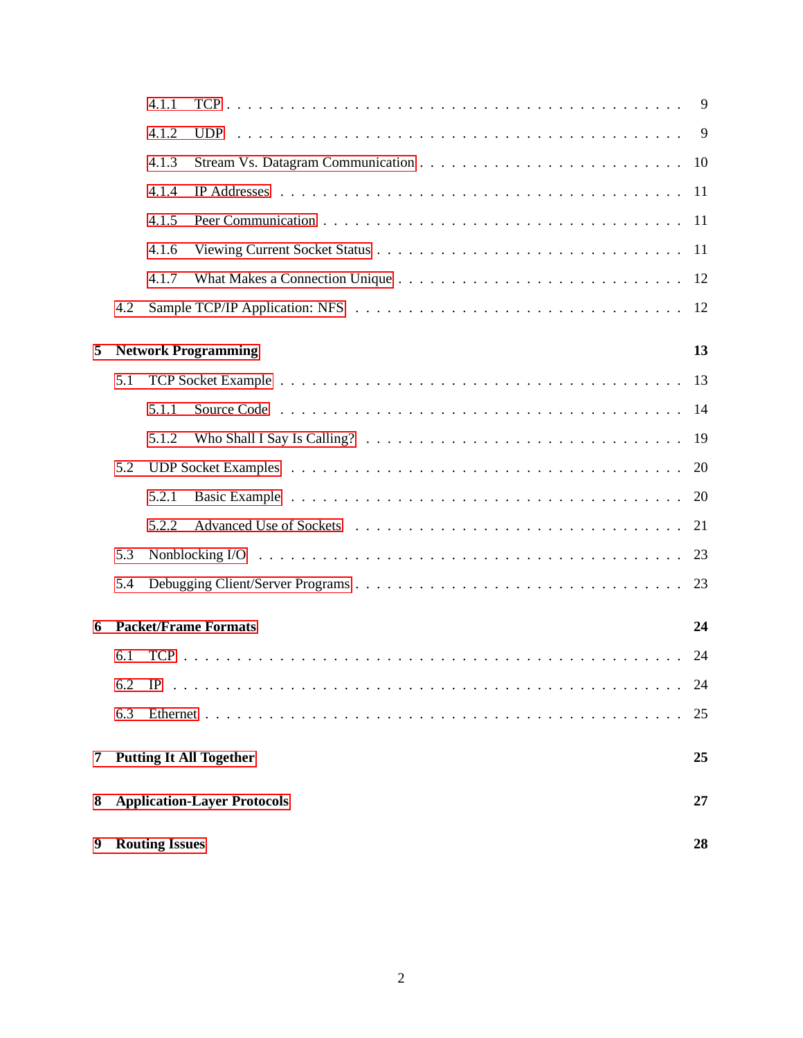- 4.1.1 TCP . . . 9
- 4.1.2 UDP . . . 9
- 4.1.3 Stream Vs. Datagram Communication . . . 10
- 4.1.4 IP Addresses . . . 11
- 4.1.5 Peer Communication . . . 11
- 4.1.6 Viewing Current Socket Status . . . 11
- 4.1.7 What Makes a Connection Unique . . . 12
- 4.2 Sample TCP/IP Application: NFS . . . 12

**5 Network Programming** **13**

- 5.1 TCP Socket Example . . . 13
  - 5.1.1 Source Code . . . 14
  - 5.1.2 Who Shall I Say Is Calling? . . . 19
- 5.2 UDP Socket Examples . . . 20
  - 5.2.1 Basic Example . . . 20
  - 5.2.2 Advanced Use of Sockets . . . 21
- 5.3 Nonblocking I/O . . . 23
- 5.4 Debugging Client/Server Programs . . . 23

**6 Packet/Frame Formats** **24**

- 6.1 TCP . . . 24
- 6.2 IP . . . 24
- 6.3 Ethernet . . . 25

**7 Putting It All Together** **25**

**8 Application-Layer Protocols** **27**

**9 Routing Issues** **28**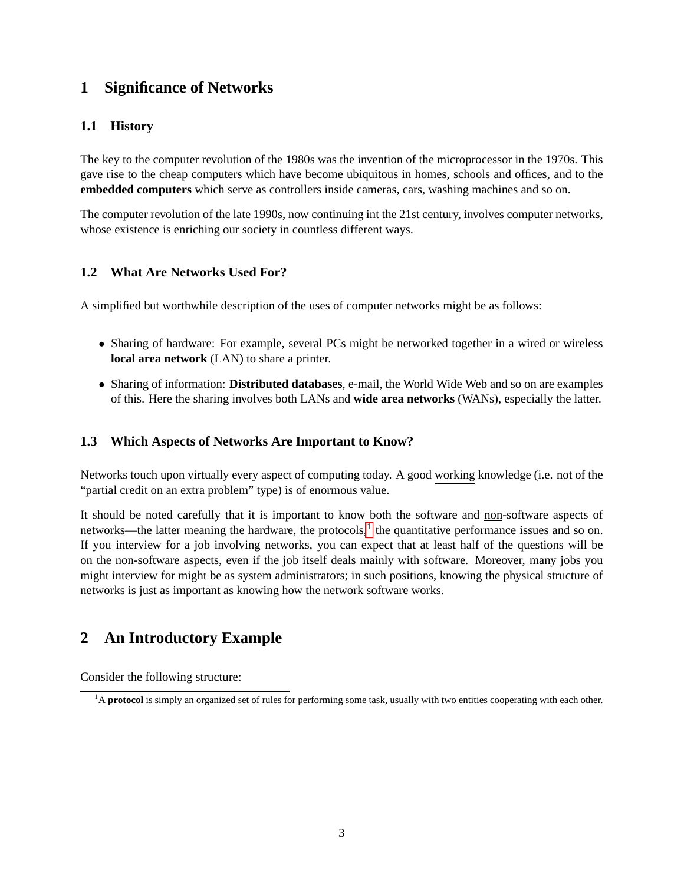# 1 Significance of Networks

## 1.1 History

The key to the computer revolution of the 1980s was the invention of the microprocessor in the 1970s. This gave rise to the cheap computers which have become ubiquitous in homes, schools and offices, and to the **embedded computers** which serve as controllers inside cameras, cars, washing machines and so on.

The computer revolution of the late 1990s, now continuing int the 21st century, involves computer networks, whose existence is enriching our society in countless different ways.

## 1.2 What Are Networks Used For?

A simplified but worthwhile description of the uses of computer networks might be as follows:

- Sharing of hardware: For example, several PCs might be networked together in a wired or wireless **local area network** (LAN) to share a printer.
- Sharing of information: **Distributed databases**, e-mail, the World Wide Web and so on are examples of this. Here the sharing involves both LANs and **wide area networks** (WANs), especially the latter.

## 1.3 Which Aspects of Networks Are Important to Know?

Networks touch upon virtually every aspect of computing today. A good working knowledge (i.e. not of the "partial credit on an extra problem" type) is of enormous value.

It should be noted carefully that it is important to know both the software and non-software aspects of networks—the latter meaning the hardware, the protocols,[1] the quantitative performance issues and so on. If you interview for a job involving networks, you can expect that at least half of the questions will be on the non-software aspects, even if the job itself deals mainly with software. Moreover, many jobs you might interview for might be as system administrators; in such positions, knowing the physical structure of networks is just as important as knowing how the network software works.

# 2 An Introductory Example

Consider the following structure:

[1] A **protocol** is simply an organized set of rules for performing some task, usually with two entities cooperating with each other.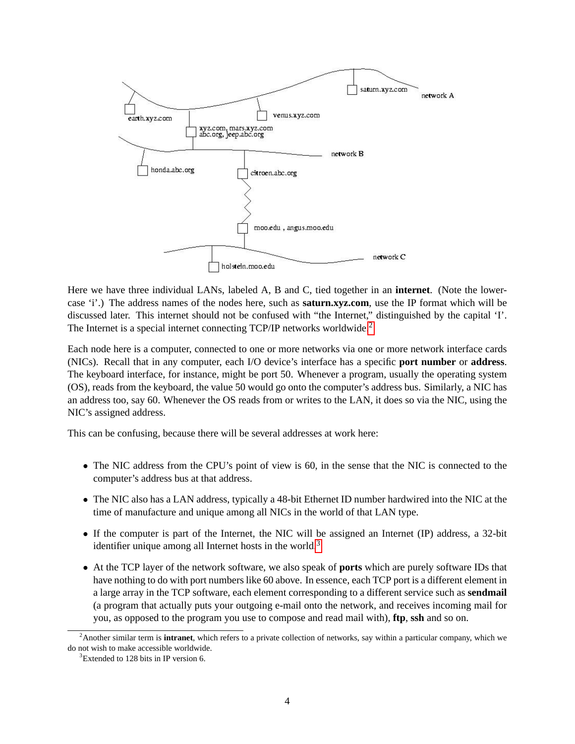Here we have three individual LANs, labeled A, B and C, tied together in an **internet**. (Note the lower-case 'i'.) The address names of the nodes here, such as **saturn.xyz.com**, use the IP format which will be discussed later. This internet should not be confused with "the Internet," distinguished by the capital 'I'. The Internet is a special internet connecting TCP/IP networks worldwide.[2]

Each node here is a computer, connected to one or more networks via one or more network interface cards (NICs). Recall that in any computer, each I/O device's interface has a specific **port number** or **address**. The keyboard interface, for instance, might be port 50. Whenever a program, usually the operating system (OS), reads from the keyboard, the value 50 would go onto the computer's address bus. Similarly, a NIC has an address too, say 60. Whenever the OS reads from or writes to the LAN, it does so via the NIC, using the NIC's assigned address.

This can be confusing, because there will be several addresses at work here:

- The NIC address from the CPU's point of view is 60, in the sense that the NIC is connected to the computer's address bus at that address.
- The NIC also has a LAN address, typically a 48-bit Ethernet ID number hardwired into the NIC at the time of manufacture and unique among all NICs in the world of that LAN type.
- If the computer is part of the Internet, the NIC will be assigned an Internet (IP) address, a 32-bit identifier unique among all Internet hosts in the world.[3]
- At the TCP layer of the network software, we also speak of **ports** which are purely software IDs that have nothing to do with port numbers like 60 above. In essence, each TCP port is a different element in a large array in the TCP software, each element corresponding to a different service such as **sendmail** (a program that actually puts your outgoing e-mail onto the network, and receives incoming mail for you, as opposed to the program you use to compose and read mail with), **ftp**, **ssh** and so on.

[2] Another similar term is **intranet**, which refers to a private collection of networks, say within a particular company, which we do not wish to make accessible worldwide.

[3] Extended to 128 bits in IP version 6.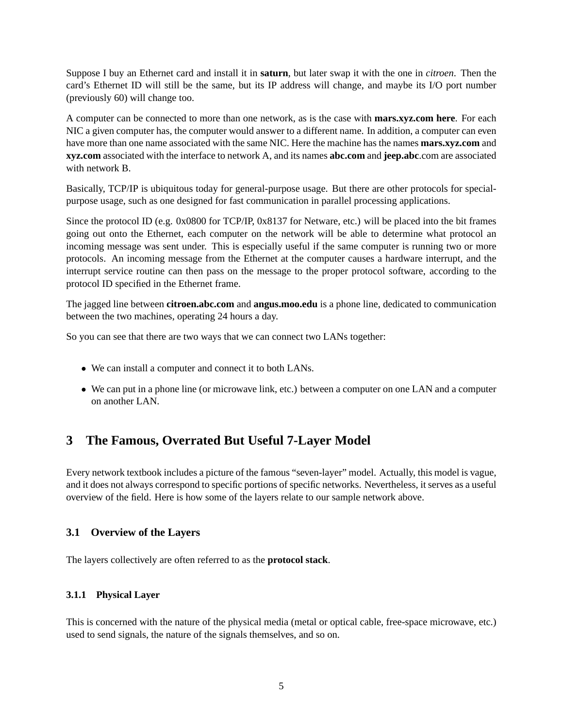Suppose I buy an Ethernet card and install it in **saturn**, but later swap it with the one in *citroen*. Then the card's Ethernet ID will still be the same, but its IP address will change, and maybe its I/O port number (previously 60) will change too.

A computer can be connected to more than one network, as is the case with **mars.xyz.com here**. For each NIC a given computer has, the computer would answer to a different name. In addition, a computer can even have more than one name associated with the same NIC. Here the machine has the names **mars.xyz.com** and **xyz.com** associated with the interface to network A, and its names **abc.com** and **jeep.abc**.com are associated with network B.

Basically, TCP/IP is ubiquitous today for general-purpose usage. But there are other protocols for special-purpose usage, such as one designed for fast communication in parallel processing applications.

Since the protocol ID (e.g. 0x0800 for TCP/IP, 0x8137 for Netware, etc.) will be placed into the bit frames going out onto the Ethernet, each computer on the network will be able to determine what protocol an incoming message was sent under. This is especially useful if the same computer is running two or more protocols. An incoming message from the Ethernet at the computer causes a hardware interrupt, and the interrupt service routine can then pass on the message to the proper protocol software, according to the protocol ID specified in the Ethernet frame.

The jagged line between **citroen.abc.com** and **angus.moo.edu** is a phone line, dedicated to communication between the two machines, operating 24 hours a day.

So you can see that there are two ways that we can connect two LANs together:

- We can install a computer and connect it to both LANs.
- We can put in a phone line (or microwave link, etc.) between a computer on one LAN and a computer on another LAN.

# 3 The Famous, Overrated But Useful 7-Layer Model

Every network textbook includes a picture of the famous "seven-layer" model. Actually, this model is vague, and it does not always correspond to specific portions of specific networks. Nevertheless, it serves as a useful overview of the field. Here is how some of the layers relate to our sample network above.

## 3.1 Overview of the Layers

The layers collectively are often referred to as the **protocol stack**.

### 3.1.1 Physical Layer

This is concerned with the nature of the physical media (metal or optical cable, free-space microwave, etc.) used to send signals, the nature of the signals themselves, and so on.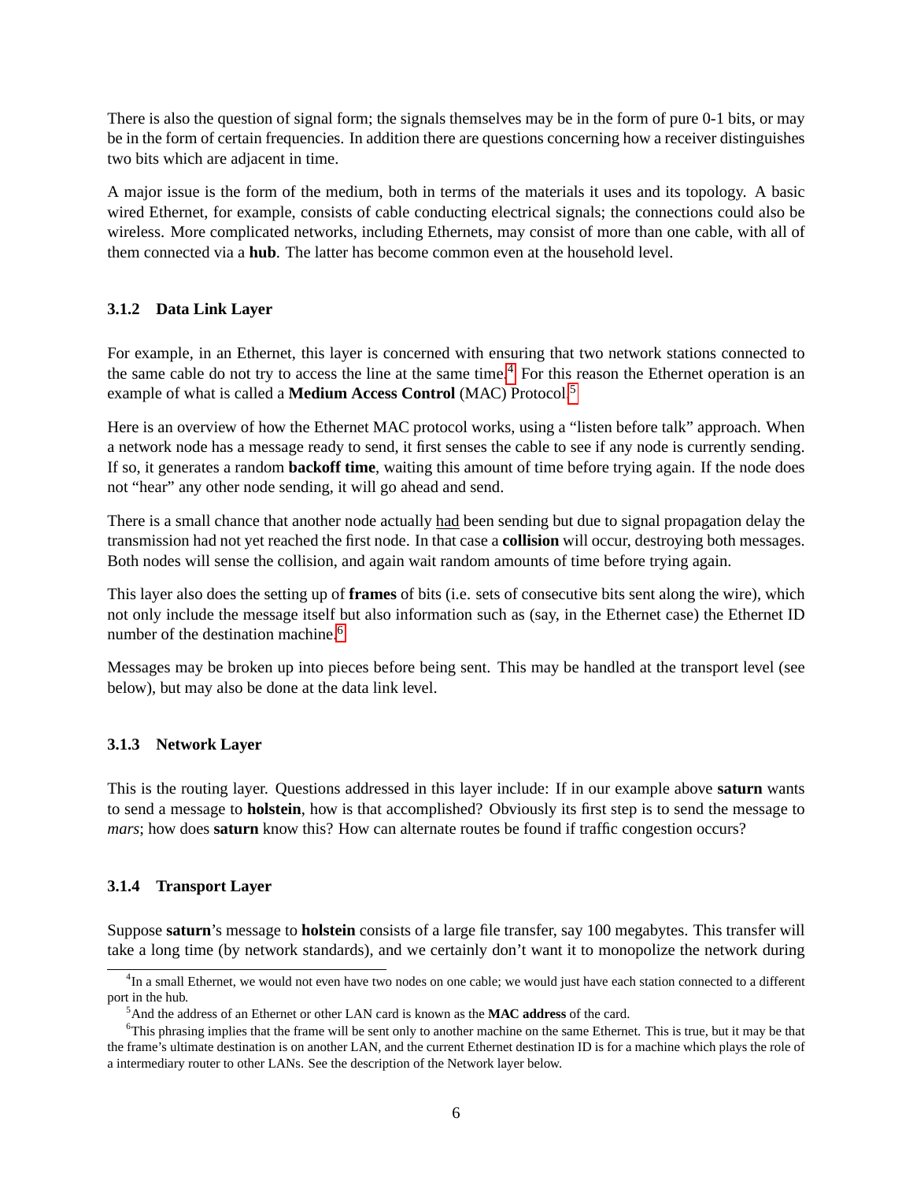There is also the question of signal form; the signals themselves may be in the form of pure 0-1 bits, or may be in the form of certain frequencies. In addition there are questions concerning how a receiver distinguishes two bits which are adjacent in time.

A major issue is the form of the medium, both in terms of the materials it uses and its topology. A basic wired Ethernet, for example, consists of cable conducting electrical signals; the connections could also be wireless. More complicated networks, including Ethernets, may consist of more than one cable, with all of them connected via a **hub**. The latter has become common even at the household level.

### 3.1.2 Data Link Layer

For example, in an Ethernet, this layer is concerned with ensuring that two network stations connected to the same cable do not try to access the line at the same time.[4] For this reason the Ethernet operation is an example of what is called a **Medium Access Control** (MAC) Protocol.[5]

Here is an overview of how the Ethernet MAC protocol works, using a "listen before talk" approach. When a network node has a message ready to send, it first senses the cable to see if any node is currently sending. If so, it generates a random **backoff time**, waiting this amount of time before trying again. If the node does not "hear" any other node sending, it will go ahead and send.

There is a small chance that another node actually <u>had</u> been sending but due to signal propagation delay the transmission had not yet reached the first node. In that case a **collision** will occur, destroying both messages. Both nodes will sense the collision, and again wait random amounts of time before trying again.

This layer also does the setting up of **frames** of bits (i.e. sets of consecutive bits sent along the wire), which not only include the message itself but also information such as (say, in the Ethernet case) the Ethernet ID number of the destination machine.[6]

Messages may be broken up into pieces before being sent. This may be handled at the transport level (see below), but may also be done at the data link level.

### 3.1.3 Network Layer

This is the routing layer. Questions addressed in this layer include: If in our example above **saturn** wants to send a message to **holstein**, how is that accomplished? Obviously its first step is to send the message to *mars*; how does **saturn** know this? How can alternate routes be found if traffic congestion occurs?

### 3.1.4 Transport Layer

Suppose **saturn**'s message to **holstein** consists of a large file transfer, say 100 megabytes. This transfer will take a long time (by network standards), and we certainly don't want it to monopolize the network during

---

[4] In a small Ethernet, we would not even have two nodes on one cable; we would just have each station connected to a different port in the hub.

[5] And the address of an Ethernet or other LAN card is known as the **MAC address** of the card.

[6] This phrasing implies that the frame will be sent only to another machine on the same Ethernet. This is true, but it may be that the frame's ultimate destination is on another LAN, and the current Ethernet destination ID is for a machine which plays the role of a intermediary router to other LANs. See the description of the Network layer below.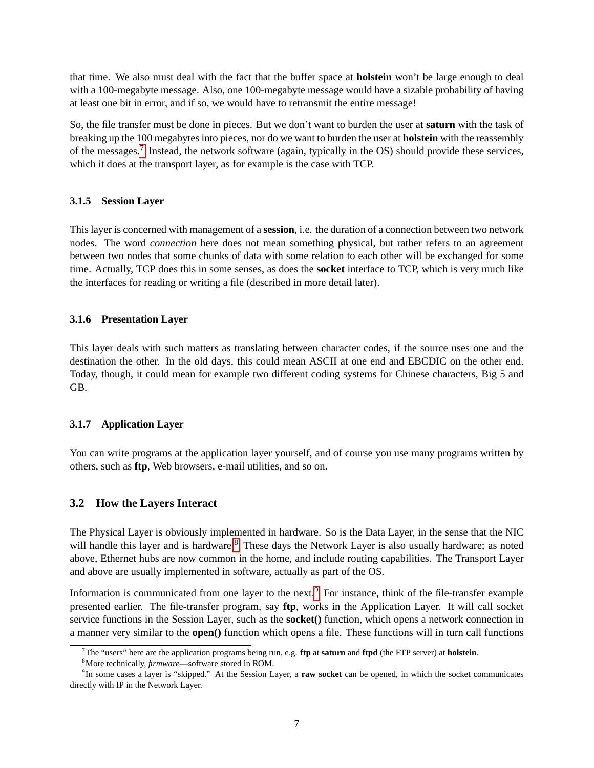that time. We also must deal with the fact that the buffer space at **holstein** won't be large enough to deal with a 100-megabyte message. Also, one 100-megabyte message would have a sizable probability of having at least one bit in error, and if so, we would have to retransmit the entire message!

So, the file transfer must be done in pieces. But we don't want to burden the user at **saturn** with the task of breaking up the 100 megabytes into pieces, nor do we want to burden the user at **holstein** with the reassembly of the messages.[7] Instead, the network software (again, typically in the OS) should provide these services, which it does at the transport layer, as for example is the case with TCP.

### 3.1.5 Session Layer

This layer is concerned with management of a **session**, i.e. the duration of a connection between two network nodes. The word *connection* here does not mean something physical, but rather refers to an agreement between two nodes that some chunks of data with some relation to each other will be exchanged for some time. Actually, TCP does this in some senses, as does the **socket** interface to TCP, which is very much like the interfaces for reading or writing a file (described in more detail later).

### 3.1.6 Presentation Layer

This layer deals with such matters as translating between character codes, if the source uses one and the destination the other. In the old days, this could mean ASCII at one end and EBCDIC on the other end. Today, though, it could mean for example two different coding systems for Chinese characters, Big 5 and GB.

### 3.1.7 Application Layer

You can write programs at the application layer yourself, and of course you use many programs written by others, such as **ftp**, Web browsers, e-mail utilities, and so on.

## 3.2 How the Layers Interact

The Physical Layer is obviously implemented in hardware. So is the Data Layer, in the sense that the NIC will handle this layer and is hardware.[8] These days the Network Layer is also usually hardware; as noted above, Ethernet hubs are now common in the home, and include routing capabilities. The Transport Layer and above are usually implemented in software, actually as part of the OS.

Information is communicated from one layer to the next.[9] For instance, think of the file-transfer example presented earlier. The file-transfer program, say **ftp**, works in the Application Layer. It will call socket service functions in the Session Layer, such as the **socket()** function, which opens a network connection in a manner very similar to the **open()** function which opens a file. These functions will in turn call functions

[7] The "users" here are the application programs being run, e.g. **ftp** at **saturn** and **ftpd** (the FTP server) at **holstein**.

[8] More technically, *firmware*—software stored in ROM.

[9] In some cases a layer is "skipped." At the Session Layer, a **raw socket** can be opened, in which the socket communicates directly with IP in the Network Layer.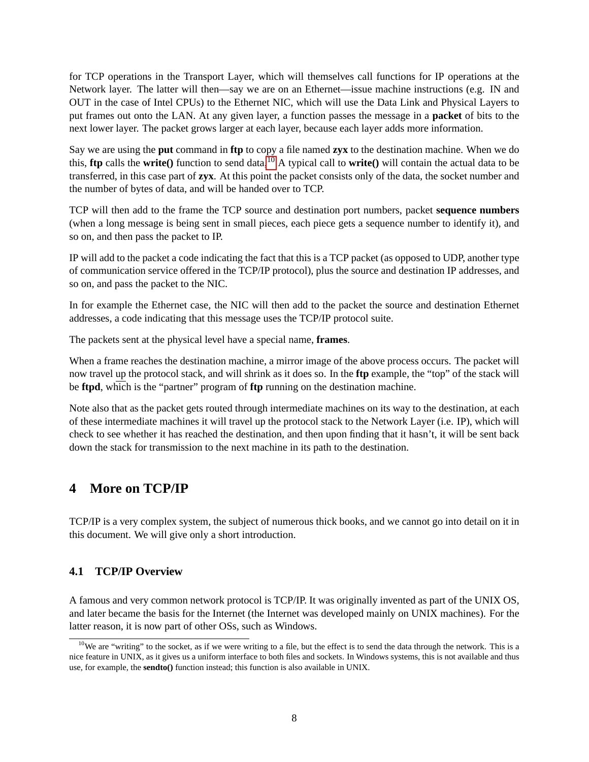for TCP operations in the Transport Layer, which will themselves call functions for IP operations at the Network layer. The latter will then—say we are on an Ethernet—issue machine instructions (e.g. IN and OUT in the case of Intel CPUs) to the Ethernet NIC, which will use the Data Link and Physical Layers to put frames out onto the LAN. At any given layer, a function passes the message in a **packet** of bits to the next lower layer. The packet grows larger at each layer, because each layer adds more information.

Say we are using the **put** command in **ftp** to copy a file named **zyx** to the destination machine. When we do this, **ftp** calls the **write()** function to send data.[10] A typical call to **write()** will contain the actual data to be transferred, in this case part of **zyx**. At this point the packet consists only of the data, the socket number and the number of bytes of data, and will be handed over to TCP.

TCP will then add to the frame the TCP source and destination port numbers, packet **sequence numbers** (when a long message is being sent in small pieces, each piece gets a sequence number to identify it), and so on, and then pass the packet to IP.

IP will add to the packet a code indicating the fact that this is a TCP packet (as opposed to UDP, another type of communication service offered in the TCP/IP protocol), plus the source and destination IP addresses, and so on, and pass the packet to the NIC.

In for example the Ethernet case, the NIC will then add to the packet the source and destination Ethernet addresses, a code indicating that this message uses the TCP/IP protocol suite.

The packets sent at the physical level have a special name, **frames**.

When a frame reaches the destination machine, a mirror image of the above process occurs. The packet will now travel up the protocol stack, and will shrink as it does so. In the **ftp** example, the "top" of the stack will be **ftpd**, which is the "partner" program of **ftp** running on the destination machine.

Note also that as the packet gets routed through intermediate machines on its way to the destination, at each of these intermediate machines it will travel up the protocol stack to the Network Layer (i.e. IP), which will check to see whether it has reached the destination, and then upon finding that it hasn't, it will be sent back down the stack for transmission to the next machine in its path to the destination.

# 4 More on TCP/IP

TCP/IP is a very complex system, the subject of numerous thick books, and we cannot go into detail on it in this document. We will give only a short introduction.

## 4.1 TCP/IP Overview

A famous and very common network protocol is TCP/IP. It was originally invented as part of the UNIX OS, and later became the basis for the Internet (the Internet was developed mainly on UNIX machines). For the latter reason, it is now part of other OSs, such as Windows.

---

[10] We are "writing" to the socket, as if we were writing to a file, but the effect is to send the data through the network. This is a nice feature in UNIX, as it gives us a uniform interface to both files and sockets. In Windows systems, this is not available and thus use, for example, the **sendto()** function instead; this function is also available in UNIX.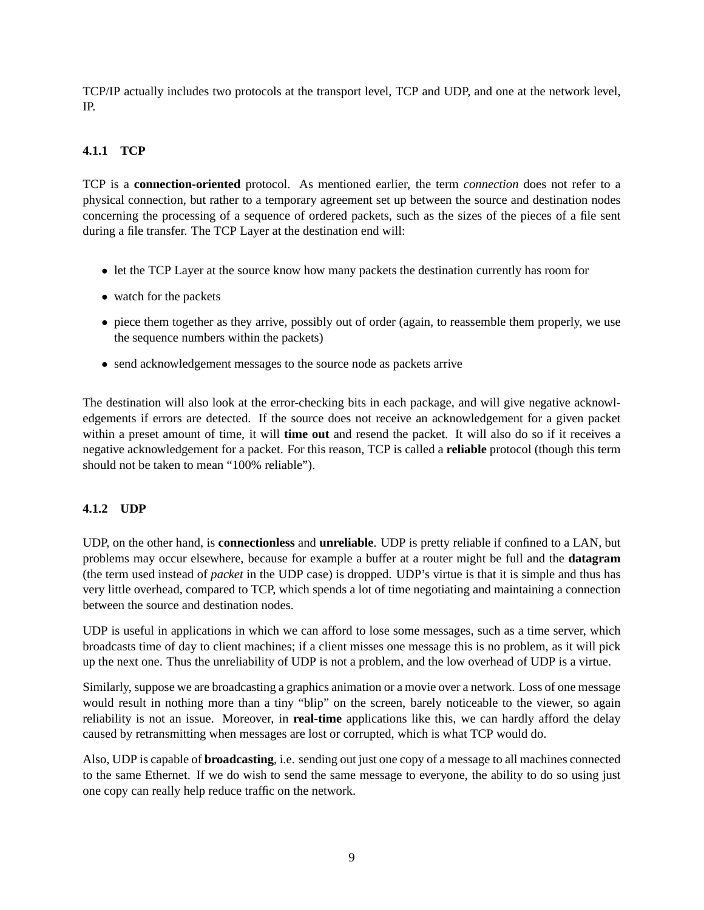TCP/IP actually includes two protocols at the transport level, TCP and UDP, and one at the network level, IP.

### 4.1.1 TCP

TCP is a **connection-oriented** protocol. As mentioned earlier, the term *connection* does not refer to a physical connection, but rather to a temporary agreement set up between the source and destination nodes concerning the processing of a sequence of ordered packets, such as the sizes of the pieces of a file sent during a file transfer. The TCP Layer at the destination end will:

- let the TCP Layer at the source know how many packets the destination currently has room for
- watch for the packets
- piece them together as they arrive, possibly out of order (again, to reassemble them properly, we use the sequence numbers within the packets)
- send acknowledgement messages to the source node as packets arrive

The destination will also look at the error-checking bits in each package, and will give negative acknowledgements if errors are detected. If the source does not receive an acknowledgement for a given packet within a preset amount of time, it will **time out** and resend the packet. It will also do so if it receives a negative acknowledgement for a packet. For this reason, TCP is called a **reliable** protocol (though this term should not be taken to mean "100% reliable").

### 4.1.2 UDP

UDP, on the other hand, is **connectionless** and **unreliable**. UDP is pretty reliable if confined to a LAN, but problems may occur elsewhere, because for example a buffer at a router might be full and the **datagram** (the term used instead of *packet* in the UDP case) is dropped. UDP's virtue is that it is simple and thus has very little overhead, compared to TCP, which spends a lot of time negotiating and maintaining a connection between the source and destination nodes.

UDP is useful in applications in which we can afford to lose some messages, such as a time server, which broadcasts time of day to client machines; if a client misses one message this is no problem, as it will pick up the next one. Thus the unreliability of UDP is not a problem, and the low overhead of UDP is a virtue.

Similarly, suppose we are broadcasting a graphics animation or a movie over a network. Loss of one message would result in nothing more than a tiny "blip" on the screen, barely noticeable to the viewer, so again reliability is not an issue. Moreover, in **real-time** applications like this, we can hardly afford the delay caused by retransmitting when messages are lost or corrupted, which is what TCP would do.

Also, UDP is capable of **broadcasting**, i.e. sending out just one copy of a message to all machines connected to the same Ethernet. If we do wish to send the same message to everyone, the ability to do so using just one copy can really help reduce traffic on the network.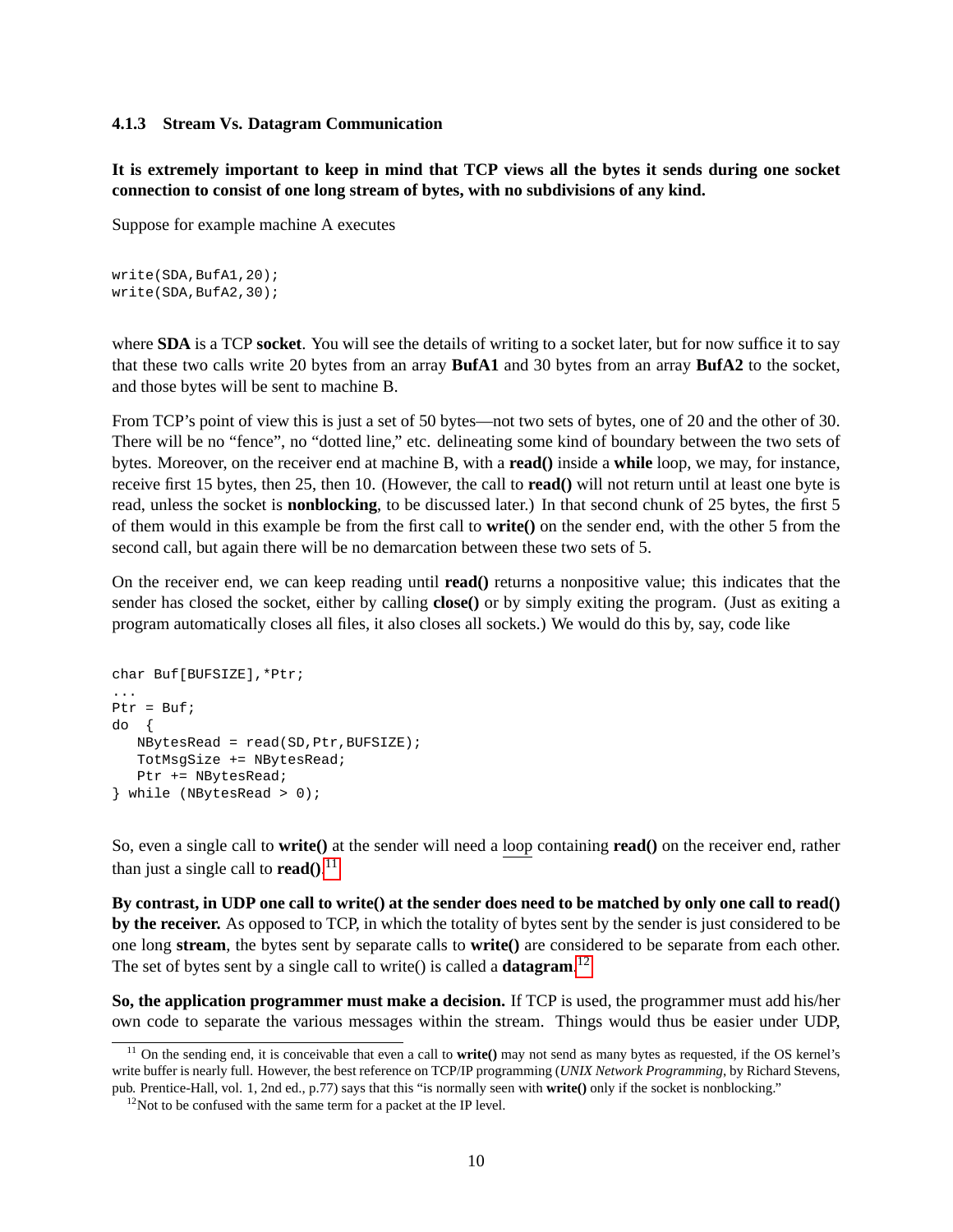### 4.1.3 Stream Vs. Datagram Communication

**It is extremely important to keep in mind that TCP views all the bytes it sends during one socket connection to consist of one long stream of bytes, with no subdivisions of any kind.**

Suppose for example machine A executes

```
write(SDA,BufA1,20);
write(SDA,BufA2,30);
```

where **SDA** is a TCP **socket**. You will see the details of writing to a socket later, but for now suffice it to say that these two calls write 20 bytes from an array **BufA1** and 30 bytes from an array **BufA2** to the socket, and those bytes will be sent to machine B.

From TCP's point of view this is just a set of 50 bytes—not two sets of bytes, one of 20 and the other of 30. There will be no "fence", no "dotted line," etc. delineating some kind of boundary between the two sets of bytes. Moreover, on the receiver end at machine B, with a **read()** inside a **while** loop, we may, for instance, receive first 15 bytes, then 25, then 10. (However, the call to **read()** will not return until at least one byte is read, unless the socket is **nonblocking**, to be discussed later.) In that second chunk of 25 bytes, the first 5 of them would in this example be from the first call to **write()** on the sender end, with the other 5 from the second call, but again there will be no demarcation between these two sets of 5.

On the receiver end, we can keep reading until **read()** returns a nonpositive value; this indicates that the sender has closed the socket, either by calling **close()** or by simply exiting the program. (Just as exiting a program automatically closes all files, it also closes all sockets.) We would do this by, say, code like

```
char Buf[BUFSIZE],*Ptr;
...
Ptr = Buf;
do  {
   NBytesRead = read(SD,Ptr,BUFSIZE);
   TotMsgSize += NBytesRead;
   Ptr += NBytesRead;
} while (NBytesRead > 0);
```

So, even a single call to **write()** at the sender will need a loop containing **read()** on the receiver end, rather than just a single call to **read()**.[11]

**By contrast, in UDP one call to write() at the sender does need to be matched by only one call to read() by the receiver.** As opposed to TCP, in which the totality of bytes sent by the sender is just considered to be one long **stream**, the bytes sent by separate calls to **write()** are considered to be separate from each other. The set of bytes sent by a single call to write() is called a **datagram**.[12]

**So, the application programmer must make a decision.** If TCP is used, the programmer must add his/her own code to separate the various messages within the stream. Things would thus be easier under UDP,

---

[11] On the sending end, it is conceivable that even a call to **write()** may not send as many bytes as requested, if the OS kernel's write buffer is nearly full. However, the best reference on TCP/IP programming (*UNIX Network Programming*, by Richard Stevens, pub. Prentice-Hall, vol. 1, 2nd ed., p.77) says that this "is normally seen with **write()** only if the socket is nonblocking."

[12] Not to be confused with the same term for a packet at the IP level.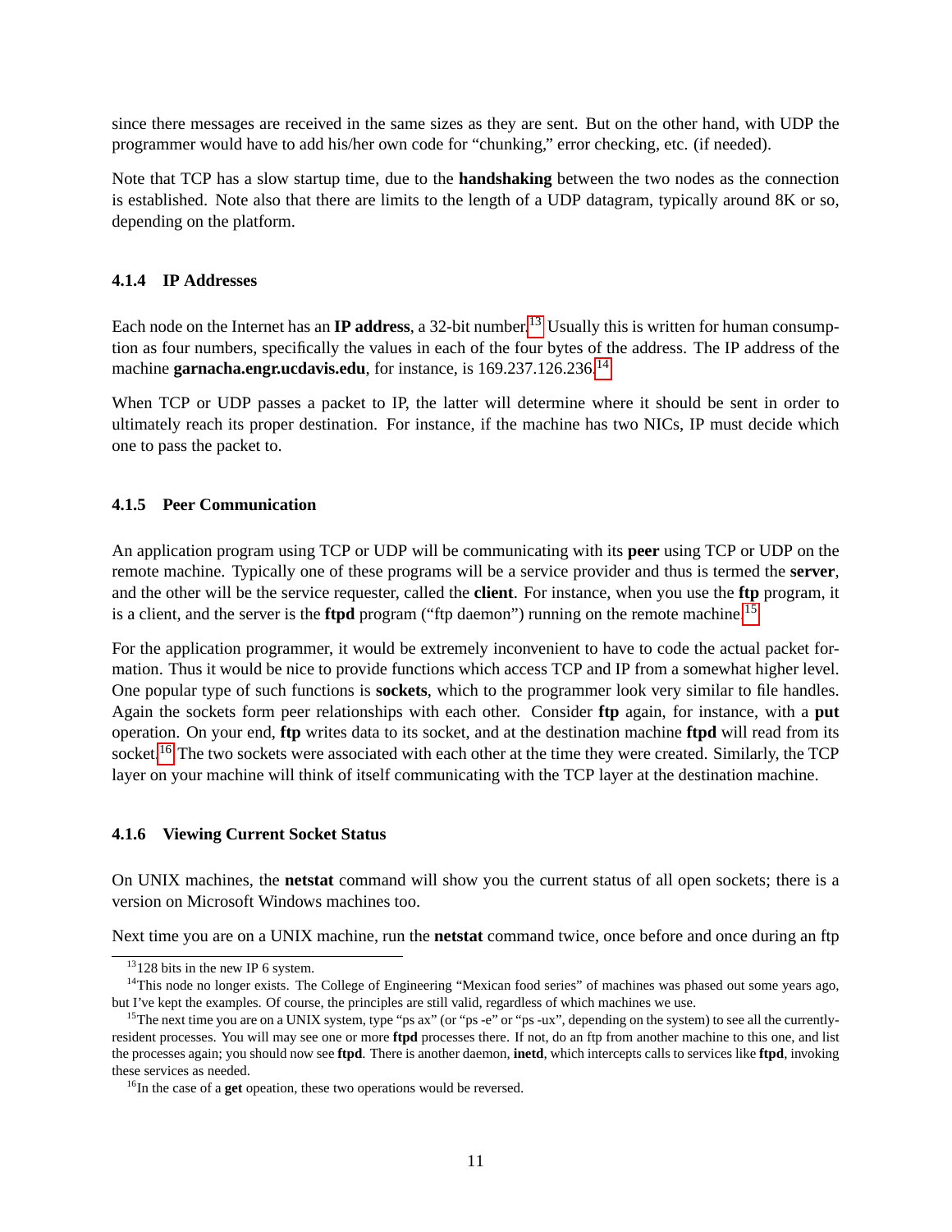since there messages are received in the same sizes as they are sent. But on the other hand, with UDP the programmer would have to add his/her own code for "chunking," error checking, etc. (if needed).

Note that TCP has a slow startup time, due to the **handshaking** between the two nodes as the connection is established. Note also that there are limits to the length of a UDP datagram, typically around 8K or so, depending on the platform.

### 4.1.4 IP Addresses

Each node on the Internet has an **IP address**, a 32-bit number.[13] Usually this is written for human consumption as four numbers, specifically the values in each of the four bytes of the address. The IP address of the machine **garnacha.engr.ucdavis.edu**, for instance, is 169.237.126.236.[14]

When TCP or UDP passes a packet to IP, the latter will determine where it should be sent in order to ultimately reach its proper destination. For instance, if the machine has two NICs, IP must decide which one to pass the packet to.

### 4.1.5 Peer Communication

An application program using TCP or UDP will be communicating with its **peer** using TCP or UDP on the remote machine. Typically one of these programs will be a service provider and thus is termed the **server**, and the other will be the service requester, called the **client**. For instance, when you use the **ftp** program, it is a client, and the server is the **ftpd** program ("ftp daemon") running on the remote machine.[15]

For the application programmer, it would be extremely inconvenient to have to code the actual packet formation. Thus it would be nice to provide functions which access TCP and IP from a somewhat higher level. One popular type of such functions is **sockets**, which to the programmer look very similar to file handles. Again the sockets form peer relationships with each other. Consider **ftp** again, for instance, with a **put** operation. On your end, **ftp** writes data to its socket, and at the destination machine **ftpd** will read from its socket.[16] The two sockets were associated with each other at the time they were created. Similarly, the TCP layer on your machine will think of itself communicating with the TCP layer at the destination machine.

### 4.1.6 Viewing Current Socket Status

On UNIX machines, the **netstat** command will show you the current status of all open sockets; there is a version on Microsoft Windows machines too.

Next time you are on a UNIX machine, run the **netstat** command twice, once before and once during an ftp

---

[13] 128 bits in the new IP 6 system.

[14] This node no longer exists. The College of Engineering "Mexican food series" of machines was phased out some years ago, but I've kept the examples. Of course, the principles are still valid, regardless of which machines we use.

[15] The next time you are on a UNIX system, type "ps ax" (or "ps -e" or "ps -ux", depending on the system) to see all the currently-resident processes. You will may see one or more **ftpd** processes there. If not, do an ftp from another machine to this one, and list the processes again; you should now see **ftpd**. There is another daemon, **inetd**, which intercepts calls to services like **ftpd**, invoking these services as needed.

[16] In the case of a **get** opeation, these two operations would be reversed.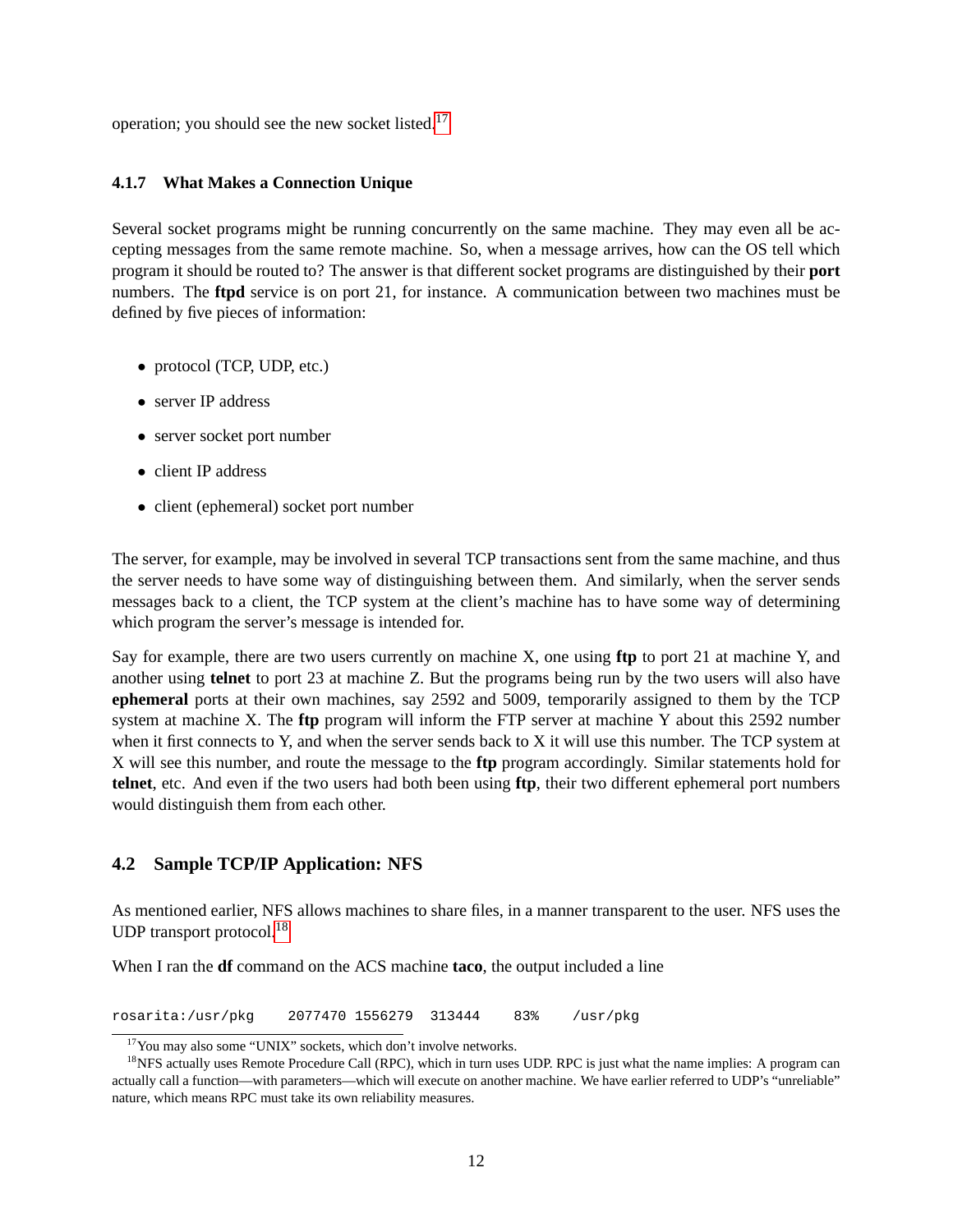operation; you should see the new socket listed.[17]

### 4.1.7 What Makes a Connection Unique

Several socket programs might be running concurrently on the same machine. They may even all be accepting messages from the same remote machine. So, when a message arrives, how can the OS tell which program it should be routed to? The answer is that different socket programs are distinguished by their **port** numbers. The **ftpd** service is on port 21, for instance. A communication between two machines must be defined by five pieces of information:

- protocol (TCP, UDP, etc.)
- server IP address
- server socket port number
- client IP address
- client (ephemeral) socket port number

The server, for example, may be involved in several TCP transactions sent from the same machine, and thus the server needs to have some way of distinguishing between them. And similarly, when the server sends messages back to a client, the TCP system at the client's machine has to have some way of determining which program the server's message is intended for.

Say for example, there are two users currently on machine X, one using **ftp** to port 21 at machine Y, and another using **telnet** to port 23 at machine Z. But the programs being run by the two users will also have **ephemeral** ports at their own machines, say 2592 and 5009, temporarily assigned to them by the TCP system at machine X. The **ftp** program will inform the FTP server at machine Y about this 2592 number when it first connects to Y, and when the server sends back to X it will use this number. The TCP system at X will see this number, and route the message to the **ftp** program accordingly. Similar statements hold for **telnet**, etc. And even if the two users had both been using **ftp**, their two different ephemeral port numbers would distinguish them from each other.

## 4.2 Sample TCP/IP Application: NFS

As mentioned earlier, NFS allows machines to share files, in a manner transparent to the user. NFS uses the UDP transport protocol.[18]

When I ran the **df** command on the ACS machine **taco**, the output included a line

```
rosarita:/usr/pkg     2077470 1556279  313444     83%     /usr/pkg
```

[17] You may also some "UNIX" sockets, which don't involve networks.

[18] NFS actually uses Remote Procedure Call (RPC), which in turn uses UDP. RPC is just what the name implies: A program can actually call a function—with parameters—which will execute on another machine. We have earlier referred to UDP's "unreliable" nature, which means RPC must take its own reliability measures.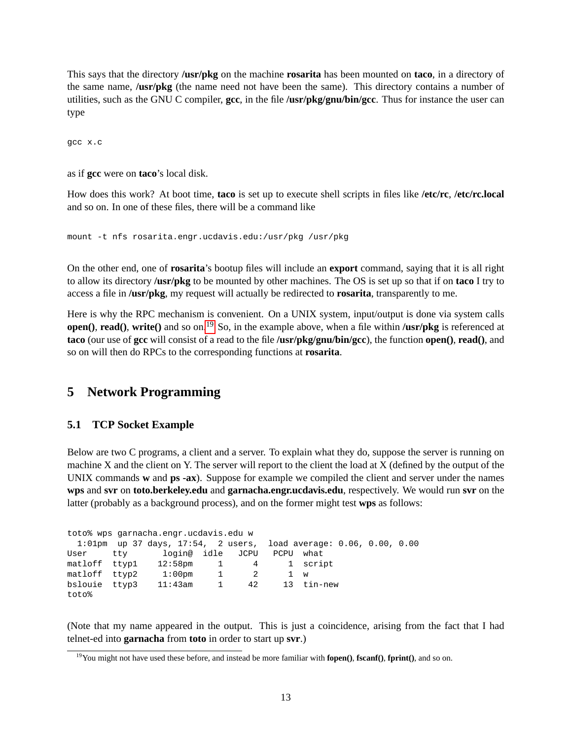This says that the directory **/usr/pkg** on the machine **rosarita** has been mounted on **taco**, in a directory of the same name, **/usr/pkg** (the name need not have been the same). This directory contains a number of utilities, such as the GNU C compiler, **gcc**, in the file **/usr/pkg/gnu/bin/gcc**. Thus for instance the user can type

```
gcc x.c
```

as if **gcc** were on **taco**'s local disk.

How does this work? At boot time, **taco** is set up to execute shell scripts in files like **/etc/rc**, **/etc/rc.local** and so on. In one of these files, there will be a command like

```
mount -t nfs rosarita.engr.ucdavis.edu:/usr/pkg /usr/pkg
```

On the other end, one of **rosarita**'s bootup files will include an **export** command, saying that it is all right to allow its directory **/usr/pkg** to be mounted by other machines. The OS is set up so that if on **taco** I try to access a file in **/usr/pkg**, my request will actually be redirected to **rosarita**, transparently to me.

Here is why the RPC mechanism is convenient. On a UNIX system, input/output is done via system calls **open()**, **read()**, **write()** and so on.[19] So, in the example above, when a file within **/usr/pkg** is referenced at **taco** (our use of **gcc** will consist of a read to the file **/usr/pkg/gnu/bin/gcc**), the function **open()**, **read()**, and so on will then do RPCs to the corresponding functions at **rosarita**.

# 5 Network Programming

## 5.1 TCP Socket Example

Below are two C programs, a client and a server. To explain what they do, suppose the server is running on machine X and the client on Y. The server will report to the client the load at X (defined by the output of the UNIX commands **w** and **ps -ax**). Suppose for example we compiled the client and server under the names **wps** and **svr** on **toto.berkeley.edu** and **garnacha.engr.ucdavis.edu**, respectively. We would run **svr** on the latter (probably as a background process), and on the former might test **wps** as follows:

```
toto% wps garnacha.engr.ucdavis.edu w
  1:01pm  up 37 days, 17:54,  2 users,  load average: 0.06, 0.00, 0.00
User     tty       login@  idle   JCPU   PCPU  what
matloff  ttyp1    12:58pm     1      4      1  script
matloff  ttyp2     1:00pm     1      2      1  w
bslouie  ttyp3    11:43am     1     42     13  tin-new
toto%
```

(Note that my name appeared in the output. This is just a coincidence, arising from the fact that I had telnet-ed into **garnacha** from **toto** in order to start up **svr**.)

[19] You might not have used these before, and instead be more familiar with **fopen()**, **fscanf()**, **fprint()**, and so on.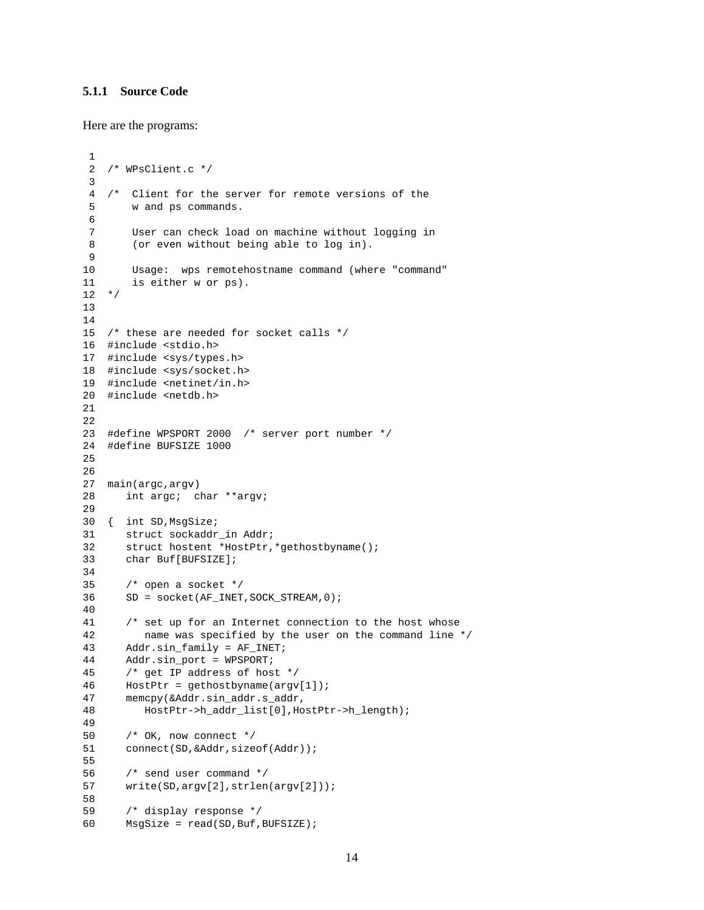### 5.1.1 Source Code

Here are the programs:

```
 1
 2  /* WPsClient.c */
 3
 4  /*  Client for the server for remote versions of the
 5      w and ps commands.
 6
 7      User can check load on machine without logging in
 8      (or even without being able to log in).
 9
10      Usage:  wps remotehostname command (where "command"
11      is either w or ps).
12  */
13
14
15  /* these are needed for socket calls */
16  #include <stdio.h>
17  #include <sys/types.h>
18  #include <sys/socket.h>
19  #include <netinet/in.h>
20  #include <netdb.h>
21
22
23  #define WPSPORT 2000  /* server port number */
24  #define BUFSIZE 1000
25
26
27  main(argc,argv)
28     int argc;  char **argv;
29
30  {  int SD,MsgSize;
31     struct sockaddr_in Addr;
32     struct hostent *HostPtr,*gethostbyname();
33     char Buf[BUFSIZE];
34
35     /* open a socket */
36     SD = socket(AF_INET,SOCK_STREAM,0);
40
41     /* set up for an Internet connection to the host whose
42        name was specified by the user on the command line */
43     Addr.sin_family = AF_INET;
44     Addr.sin_port = WPSPORT;
45     /* get IP address of host */
46     HostPtr = gethostbyname(argv[1]);
47     memcpy(&Addr.sin_addr.s_addr,
48        HostPtr->h_addr_list[0],HostPtr->h_length);
49
50     /* OK, now connect */
51     connect(SD,&Addr,sizeof(Addr));
55
56     /* send user command */
57     write(SD,argv[2],strlen(argv[2]));
58
59     /* display response */
60     MsgSize = read(SD,Buf,BUFSIZE);
```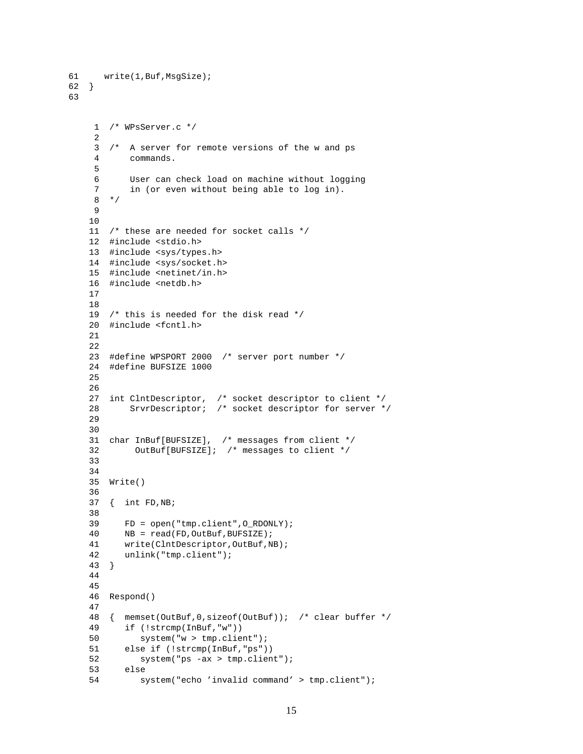```
61     write(1,Buf,MsgSize);
62  }
63
```

```
 1  /* WPsServer.c */
 2
 3  /*  A server for remote versions of the w and ps
 4      commands.
 5
 6      User can check load on machine without logging
 7      in (or even without being able to log in).
 8  */
 9
10
11  /* these are needed for socket calls */
12  #include <stdio.h>
13  #include <sys/types.h>
14  #include <sys/socket.h>
15  #include <netinet/in.h>
16  #include <netdb.h>
17
18
19  /* this is needed for the disk read */
20  #include <fcntl.h>
21
22
23  #define WPSPORT 2000  /* server port number */
24  #define BUFSIZE 1000
25
26
27  int ClntDescriptor,  /* socket descriptor to client */
28      SrvrDescriptor;  /* socket descriptor for server */
29
30
31  char InBuf[BUFSIZE],  /* messages from client */
32       OutBuf[BUFSIZE];  /* messages to client */
33
34
35  Write()
36
37  {  int FD,NB;
38
39     FD = open("tmp.client",O_RDONLY);
40     NB = read(FD,OutBuf,BUFSIZE);
41     write(ClntDescriptor,OutBuf,NB);
42     unlink("tmp.client");
43  }
44
45
46  Respond()
47
48  {  memset(OutBuf,0,sizeof(OutBuf));  /* clear buffer */
49     if (!strcmp(InBuf,"w"))
50        system("w > tmp.client");
51     else if (!strcmp(InBuf,"ps"))
52        system("ps -ax > tmp.client");
53     else
54        system("echo ’invalid command’ > tmp.client");
```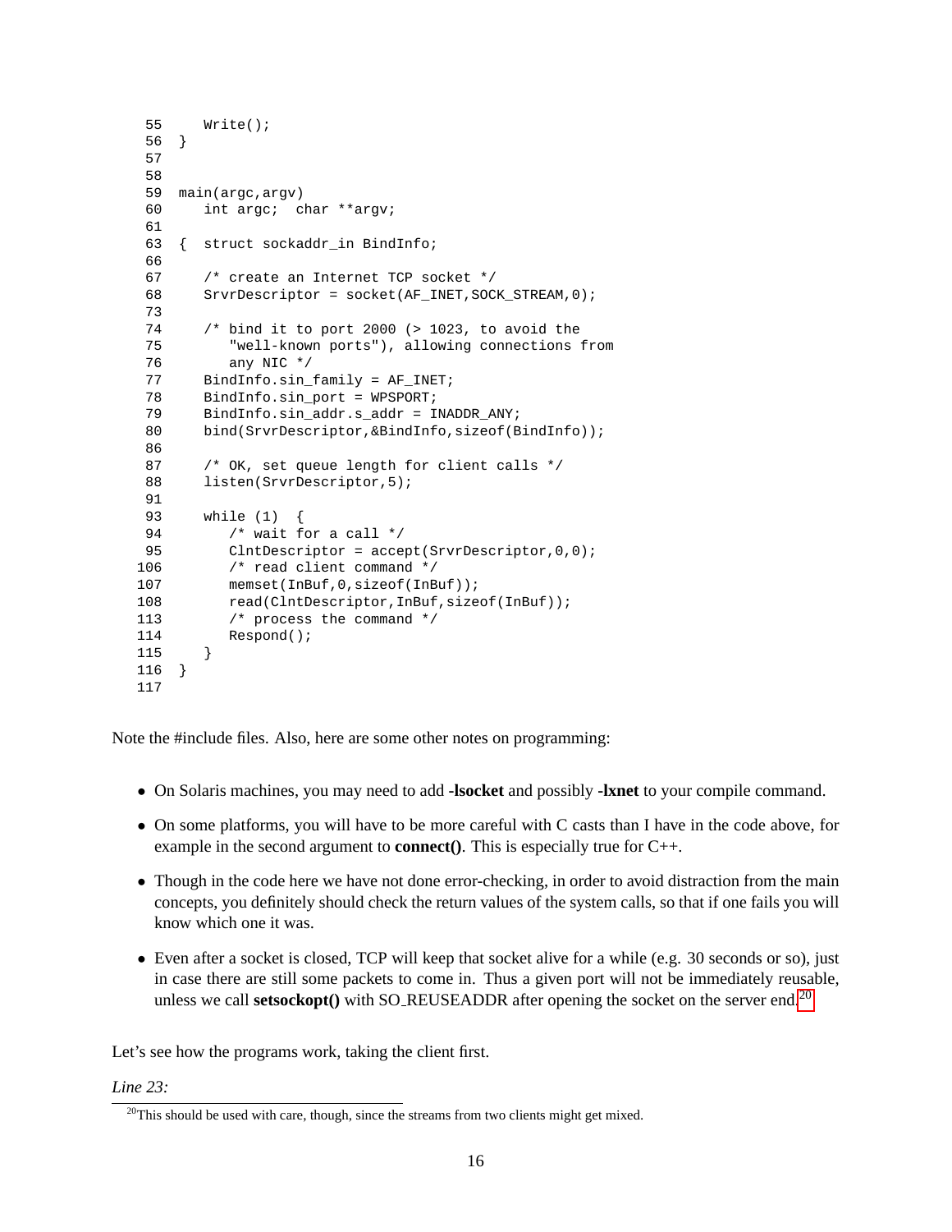```
 55      Write();
 56   }
 57
 58
 59   main(argc,argv)
 60      int argc;  char **argv;
 61
 63   {  struct sockaddr_in BindInfo;
 66
 67      /* create an Internet TCP socket */
 68      SrvrDescriptor = socket(AF_INET,SOCK_STREAM,0);
 73
 74      /* bind it to port 2000 (> 1023, to avoid the
 75         "well-known ports"), allowing connections from
 76         any NIC */
 77      BindInfo.sin_family = AF_INET;
 78      BindInfo.sin_port = WPSPORT;
 79      BindInfo.sin_addr.s_addr = INADDR_ANY;
 80      bind(SrvrDescriptor,&BindInfo,sizeof(BindInfo));
 86
 87      /* OK, set queue length for client calls */
 88      listen(SrvrDescriptor,5);
 91
 93      while (1)  {
 94         /* wait for a call */
 95         ClntDescriptor = accept(SrvrDescriptor,0,0);
106         /* read client command */
107         memset(InBuf,0,sizeof(InBuf));
108         read(ClntDescriptor,InBuf,sizeof(InBuf));
113         /* process the command */
114         Respond();
115      }
116   }
117
```

Note the #include files. Also, here are some other notes on programming:

- On Solaris machines, you may need to add **-lsocket** and possibly **-lxnet** to your compile command.
- On some platforms, you will have to be more careful with C casts than I have in the code above, for example in the second argument to **connect()**. This is especially true for C++.
- Though in the code here we have not done error-checking, in order to avoid distraction from the main concepts, you definitely should check the return values of the system calls, so that if one fails you will know which one it was.
- Even after a socket is closed, TCP will keep that socket alive for a while (e.g. 30 seconds or so), just in case there are still some packets to come in. Thus a given port will not be immediately reusable, unless we call **setsockopt()** with SO_REUSEADDR after opening the socket on the server end.[20]

Let's see how the programs work, taking the client first.

*Line 23:*

[20] This should be used with care, though, since the streams from two clients might get mixed.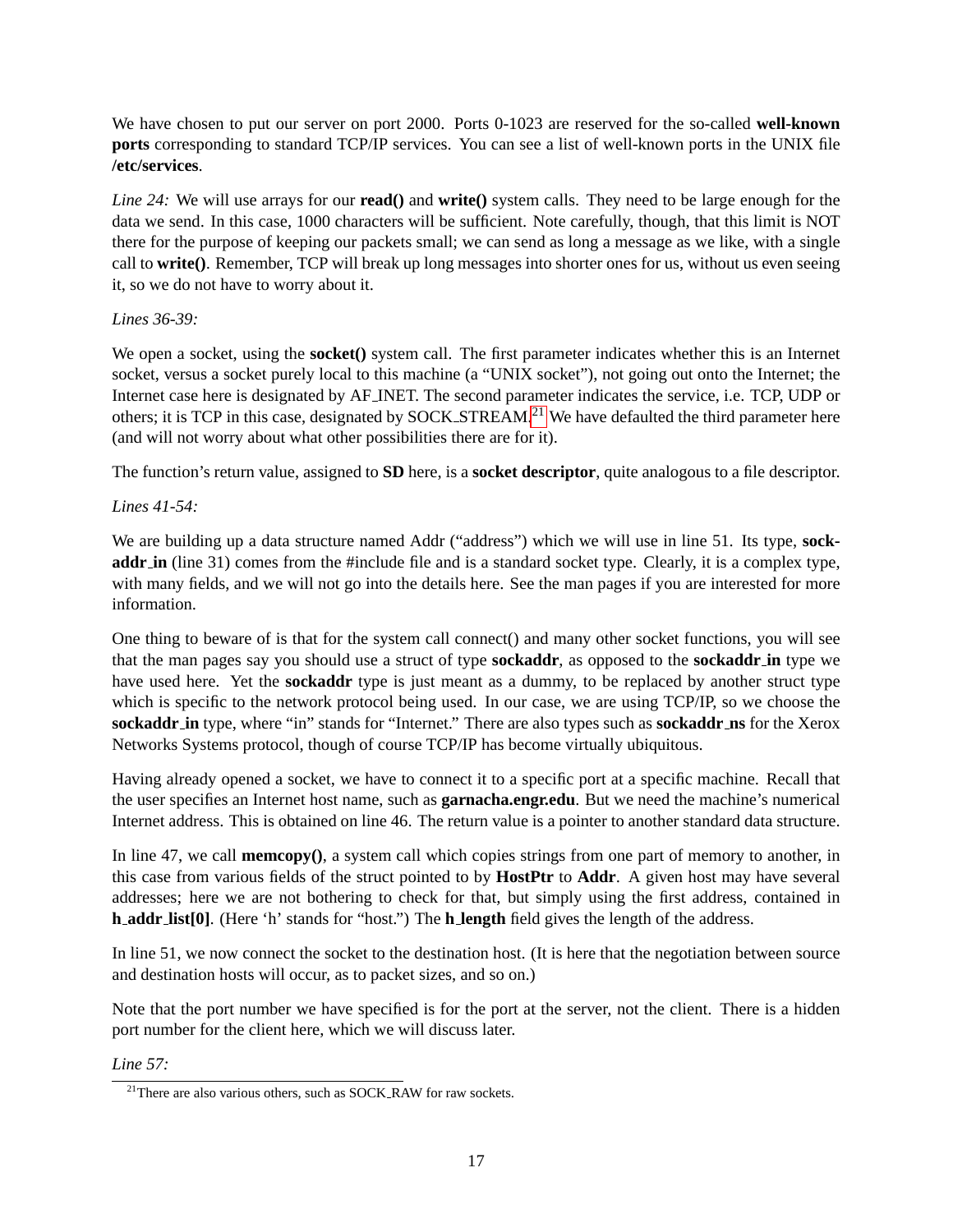We have chosen to put our server on port 2000. Ports 0-1023 are reserved for the so-called **well-known ports** corresponding to standard TCP/IP services. You can see a list of well-known ports in the UNIX file **/etc/services**.

*Line 24:* We will use arrays for our **read()** and **write()** system calls. They need to be large enough for the data we send. In this case, 1000 characters will be sufficient. Note carefully, though, that this limit is NOT there for the purpose of keeping our packets small; we can send as long a message as we like, with a single call to **write()**. Remember, TCP will break up long messages into shorter ones for us, without us even seeing it, so we do not have to worry about it.

*Lines 36-39:*

We open a socket, using the **socket()** system call. The first parameter indicates whether this is an Internet socket, versus a socket purely local to this machine (a "UNIX socket"), not going out onto the Internet; the Internet case here is designated by AF_INET. The second parameter indicates the service, i.e. TCP, UDP or others; it is TCP in this case, designated by SOCK_STREAM.[21] We have defaulted the third parameter here (and will not worry about what other possibilities there are for it).

The function's return value, assigned to **SD** here, is a **socket descriptor**, quite analogous to a file descriptor.

*Lines 41-54:*

We are building up a data structure named Addr ("address") which we will use in line 51. Its type, **sockaddr_in** (line 31) comes from the #include file and is a standard socket type. Clearly, it is a complex type, with many fields, and we will not go into the details here. See the man pages if you are interested for more information.

One thing to beware of is that for the system call connect() and many other socket functions, you will see that the man pages say you should use a struct of type **sockaddr**, as opposed to the **sockaddr_in** type we have used here. Yet the **sockaddr** type is just meant as a dummy, to be replaced by another struct type which is specific to the network protocol being used. In our case, we are using TCP/IP, so we choose the **sockaddr_in** type, where "in" stands for "Internet." There are also types such as **sockaddr_ns** for the Xerox Networks Systems protocol, though of course TCP/IP has become virtually ubiquitous.

Having already opened a socket, we have to connect it to a specific port at a specific machine. Recall that the user specifies an Internet host name, such as **garnacha.engr.edu**. But we need the machine's numerical Internet address. This is obtained on line 46. The return value is a pointer to another standard data structure.

In line 47, we call **memcopy()**, a system call which copies strings from one part of memory to another, in this case from various fields of the struct pointed to by **HostPtr** to **Addr**. A given host may have several addresses; here we are not bothering to check for that, but simply using the first address, contained in **h_addr_list[0]**. (Here 'h' stands for "host.") The **h_length** field gives the length of the address.

In line 51, we now connect the socket to the destination host. (It is here that the negotiation between source and destination hosts will occur, as to packet sizes, and so on.)

Note that the port number we have specified is for the port at the server, not the client. There is a hidden port number for the client here, which we will discuss later.

*Line 57:*

[21] There are also various others, such as SOCK_RAW for raw sockets.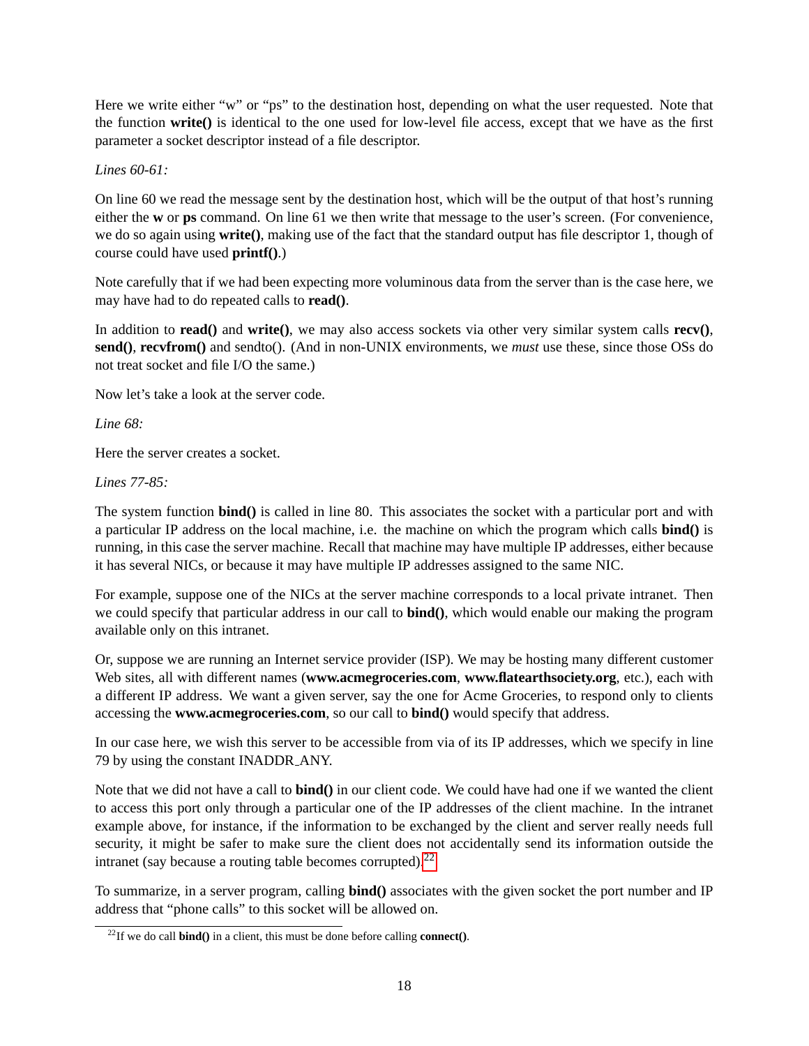Here we write either "w" or "ps" to the destination host, depending on what the user requested. Note that the function **write()** is identical to the one used for low-level file access, except that we have as the first parameter a socket descriptor instead of a file descriptor.

*Lines 60-61:*

On line 60 we read the message sent by the destination host, which will be the output of that host's running either the **w** or **ps** command. On line 61 we then write that message to the user's screen. (For convenience, we do so again using **write()**, making use of the fact that the standard output has file descriptor 1, though of course could have used **printf()**.)

Note carefully that if we had been expecting more voluminous data from the server than is the case here, we may have had to do repeated calls to **read()**.

In addition to **read()** and **write()**, we may also access sockets via other very similar system calls **recv()**, **send()**, **recvfrom()** and sendto(). (And in non-UNIX environments, we *must* use these, since those OSs do not treat socket and file I/O the same.)

Now let's take a look at the server code.

*Line 68:*

Here the server creates a socket.

*Lines 77-85:*

The system function **bind()** is called in line 80. This associates the socket with a particular port and with a particular IP address on the local machine, i.e. the machine on which the program which calls **bind()** is running, in this case the server machine. Recall that machine may have multiple IP addresses, either because it has several NICs, or because it may have multiple IP addresses assigned to the same NIC.

For example, suppose one of the NICs at the server machine corresponds to a local private intranet. Then we could specify that particular address in our call to **bind()**, which would enable our making the program available only on this intranet.

Or, suppose we are running an Internet service provider (ISP). We may be hosting many different customer Web sites, all with different names (**www.acmegroceries.com**, **www.flatearthsociety.org**, etc.), each with a different IP address. We want a given server, say the one for Acme Groceries, to respond only to clients accessing the **www.acmegroceries.com**, so our call to **bind()** would specify that address.

In our case here, we wish this server to be accessible from via of its IP addresses, which we specify in line 79 by using the constant INADDR_ANY.

Note that we did not have a call to **bind()** in our client code. We could have had one if we wanted the client to access this port only through a particular one of the IP addresses of the client machine. In the intranet example above, for instance, if the information to be exchanged by the client and server really needs full security, it might be safer to make sure the client does not accidentally send its information outside the intranet (say because a routing table becomes corrupted).[22]

To summarize, in a server program, calling **bind()** associates with the given socket the port number and IP address that "phone calls" to this socket will be allowed on.

[22] If we do call **bind()** in a client, this must be done before calling **connect()**.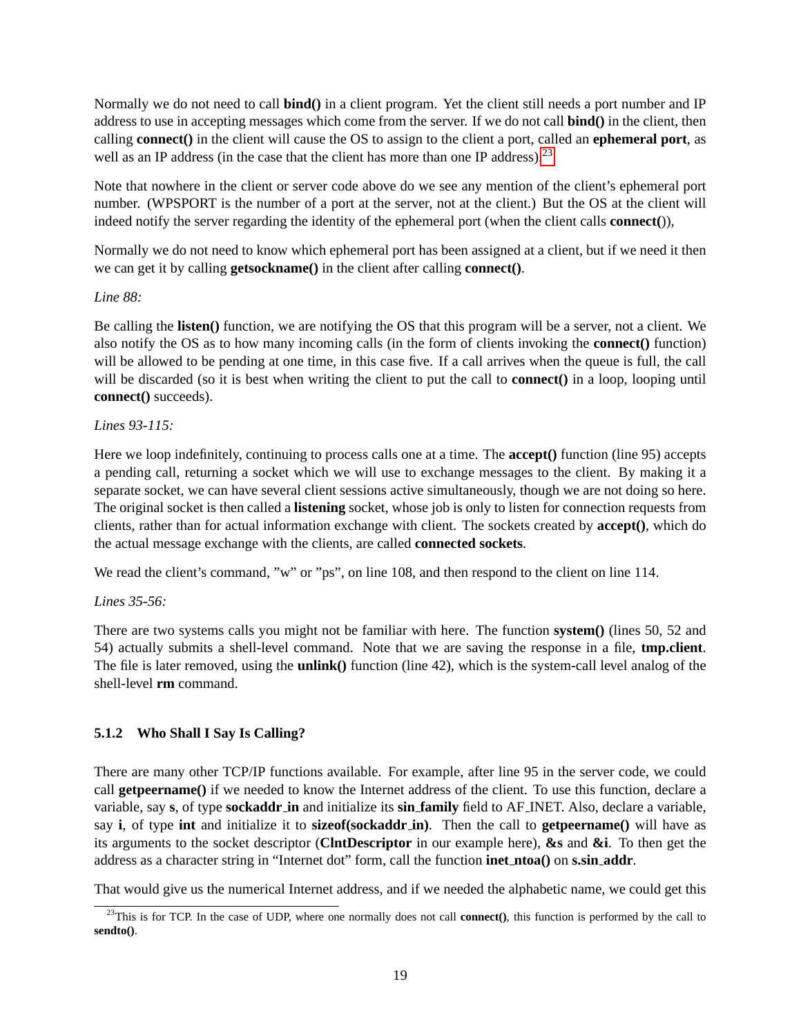Normally we do not need to call **bind()** in a client program. Yet the client still needs a port number and IP address to use in accepting messages which come from the server. If we do not call **bind()** in the client, then calling **connect()** in the client will cause the OS to assign to the client a port, called an **ephemeral port**, as well as an IP address (in the case that the client has more than one IP address).[23]

Note that nowhere in the client or server code above do we see any mention of the client's ephemeral port number. (WPSPORT is the number of a port at the server, not at the client.) But the OS at the client will indeed notify the server regarding the identity of the ephemeral port (when the client calls **connect()**),

Normally we do not need to know which ephemeral port has been assigned at a client, but if we need it then we can get it by calling **getsockname()** in the client after calling **connect()**.

*Line 88:*

Be calling the **listen()** function, we are notifying the OS that this program will be a server, not a client. We also notify the OS as to how many incoming calls (in the form of clients invoking the **connect()** function) will be allowed to be pending at one time, in this case five. If a call arrives when the queue is full, the call will be discarded (so it is best when writing the client to put the call to **connect()** in a loop, looping until **connect()** succeeds).

*Lines 93-115:*

Here we loop indefinitely, continuing to process calls one at a time. The **accept()** function (line 95) accepts a pending call, returning a socket which we will use to exchange messages to the client. By making it a separate socket, we can have several client sessions active simultaneously, though we are not doing so here. The original socket is then called a **listening** socket, whose job is only to listen for connection requests from clients, rather than for actual information exchange with client. The sockets created by **accept()**, which do the actual message exchange with the clients, are called **connected sockets**.

We read the client's command, "w" or "ps", on line 108, and then respond to the client on line 114.

*Lines 35-56:*

There are two systems calls you might not be familiar with here. The function **system()** (lines 50, 52 and 54) actually submits a shell-level command. Note that we are saving the response in a file, **tmp.client**. The file is later removed, using the **unlink()** function (line 42), which is the system-call level analog of the shell-level **rm** command.

### 5.1.2 Who Shall I Say Is Calling?

There are many other TCP/IP functions available. For example, after line 95 in the server code, we could call **getpeername()** if we needed to know the Internet address of the client. To use this function, declare a variable, say **s**, of type **sockaddr_in** and initialize its **sin_family** field to AF_INET. Also, declare a variable, say **i**, of type **int** and initialize it to **sizeof(sockaddr_in)**. Then the call to **getpeername()** will have as its arguments to the socket descriptor (**ClntDescriptor** in our example here), **&s** and **&i**. To then get the address as a character string in "Internet dot" form, call the function **inet_ntoa()** on **s.sin_addr**.

That would give us the numerical Internet address, and if we needed the alphabetic name, we could get this

[23] This is for TCP. In the case of UDP, where one normally does not call **connect()**, this function is performed by the call to **sendto()**.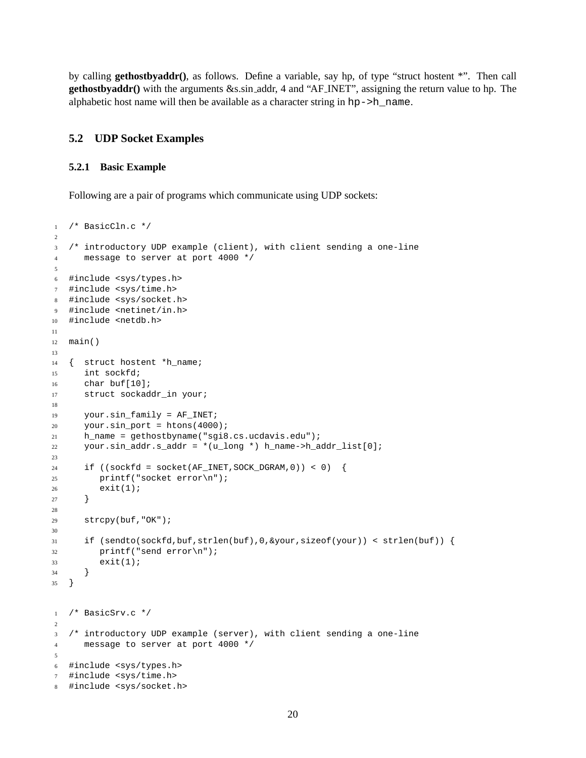by calling **gethostbyaddr()**, as follows. Define a variable, say hp, of type "struct hostent *". Then call **gethostbyaddr()** with the arguments &s.sin_addr, 4 and "AF_INET", assigning the return value to hp. The alphabetic host name will then be available as a character string in `hp->h_name`.

## 5.2 UDP Socket Examples

### 5.2.1 Basic Example

Following are a pair of programs which communicate using UDP sockets:

```
/* BasicCln.c */

/* introductory UDP example (client), with client sending a one-line
   message to server at port 4000 */

#include <sys/types.h>
#include <sys/time.h>
#include <sys/socket.h>
#include <netinet/in.h>
#include <netdb.h>

main()

{  struct hostent *h_name;
   int sockfd;
   char buf[10];
   struct sockaddr_in your;

   your.sin_family = AF_INET;
   your.sin_port = htons(4000);
   h_name = gethostbyname("sgi8.cs.ucdavis.edu");
   your.sin_addr.s_addr = *(u_long *) h_name->h_addr_list[0];

   if ((sockfd = socket(AF_INET,SOCK_DGRAM,0)) < 0)  {
      printf("socket error\n");
      exit(1);
   }

   strcpy(buf,"OK");

   if (sendto(sockfd,buf,strlen(buf),0,&your,sizeof(your)) < strlen(buf)) {
      printf("send error\n");
      exit(1);
   }
}
```

```
/* BasicSrv.c */

/* introductory UDP example (server), with client sending a one-line
   message to server at port 4000 */

#include <sys/types.h>
#include <sys/time.h>
#include <sys/socket.h>
```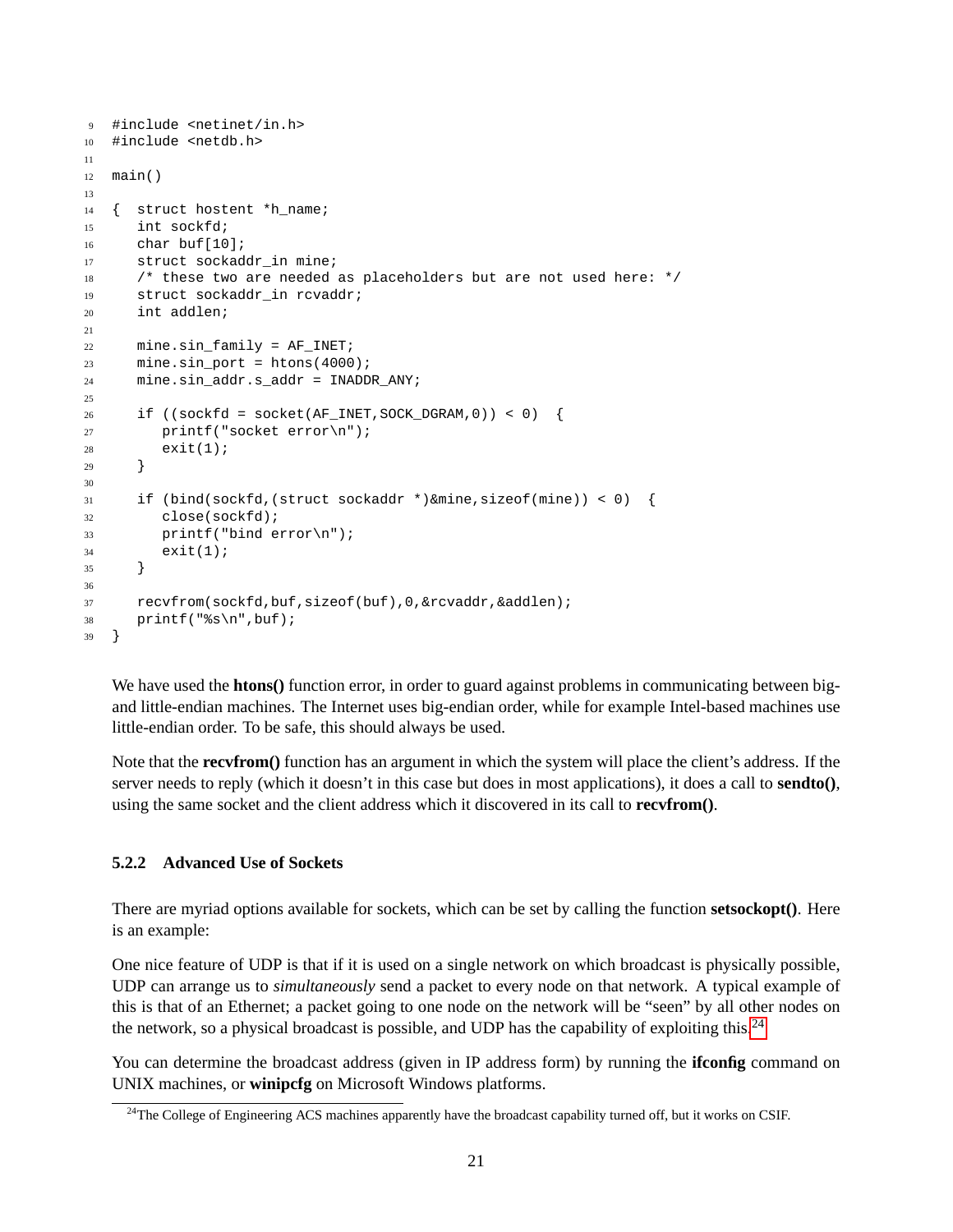```
9   #include <netinet/in.h>
10  #include <netdb.h>
11
12  main()
13
14  {  struct hostent *h_name;
15     int sockfd;
16     char buf[10];
17     struct sockaddr_in mine;
18     /* these two are needed as placeholders but are not used here: */
19     struct sockaddr_in rcvaddr;
20     int addlen;
21
22     mine.sin_family = AF_INET;
23     mine.sin_port = htons(4000);
24     mine.sin_addr.s_addr = INADDR_ANY;
25
26     if ((sockfd = socket(AF_INET,SOCK_DGRAM,0)) < 0)  {
27        printf("socket error\n");
28        exit(1);
29     }
30
31     if (bind(sockfd,(struct sockaddr *)&mine,sizeof(mine)) < 0)  {
32        close(sockfd);
33        printf("bind error\n");
34        exit(1);
35     }
36
37     recvfrom(sockfd,buf,sizeof(buf),0,&rcvaddr,&addlen);
38     printf("%s\n",buf);
39  }
```

We have used the **htons()** function error, in order to guard against problems in communicating between big- and little-endian machines. The Internet uses big-endian order, while for example Intel-based machines use little-endian order. To be safe, this should always be used.

Note that the **recvfrom()** function has an argument in which the system will place the client's address. If the server needs to reply (which it doesn't in this case but does in most applications), it does a call to **sendto()**, using the same socket and the client address which it discovered in its call to **recvfrom()**.

### 5.2.2 Advanced Use of Sockets

There are myriad options available for sockets, which can be set by calling the function **setsockopt()**. Here is an example:

One nice feature of UDP is that if it is used on a single network on which broadcast is physically possible, UDP can arrange us to *simultaneously* send a packet to every node on that network. A typical example of this is that of an Ethernet; a packet going to one node on the network will be "seen" by all other nodes on the network, so a physical broadcast is possible, and UDP has the capability of exploiting this.[24]

You can determine the broadcast address (given in IP address form) by running the **ifconfig** command on UNIX machines, or **winipcfg** on Microsoft Windows platforms.

[24] The College of Engineering ACS machines apparently have the broadcast capability turned off, but it works on CSIF.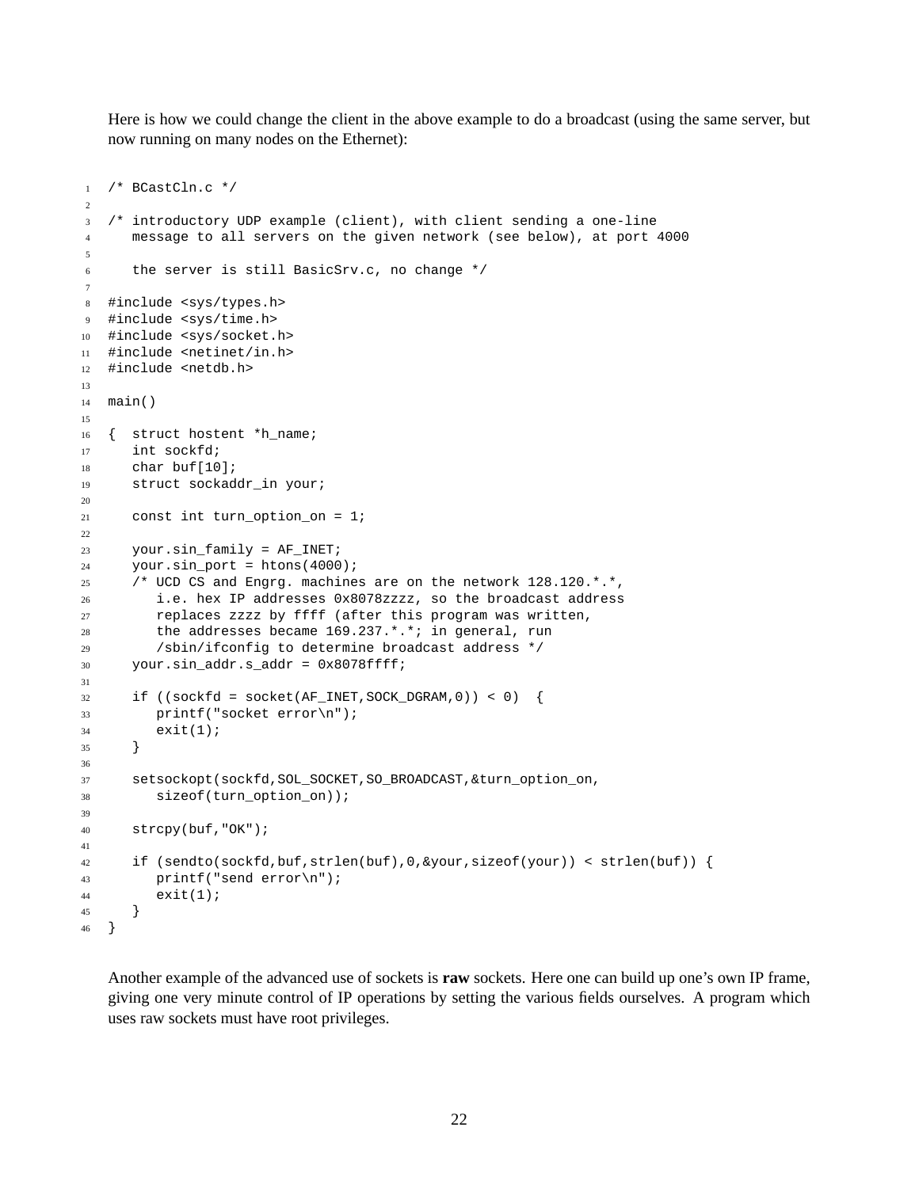Here is how we could change the client in the above example to do a broadcast (using the same server, but now running on many nodes on the Ethernet):

```
/* BCastCln.c */

/* introductory UDP example (client), with client sending a one-line
   message to all servers on the given network (see below), at port 4000

   the server is still BasicSrv.c, no change */

#include <sys/types.h>
#include <sys/time.h>
#include <sys/socket.h>
#include <netinet/in.h>
#include <netdb.h>

main()

{  struct hostent *h_name;
   int sockfd;
   char buf[10];
   struct sockaddr_in your;

   const int turn_option_on = 1;

   your.sin_family = AF_INET;
   your.sin_port = htons(4000);
   /* UCD CS and Engrg. machines are on the network 128.120.*.*,
      i.e. hex IP addresses 0x8078zzzz, so the broadcast address
      replaces zzzz by ffff (after this program was written,
      the addresses became 169.237.*.*; in general, run
      /sbin/ifconfig to determine broadcast address */
   your.sin_addr.s_addr = 0x8078ffff;

   if ((sockfd = socket(AF_INET,SOCK_DGRAM,0)) < 0)  {
      printf("socket error\n");
      exit(1);
   }

   setsockopt(sockfd,SOL_SOCKET,SO_BROADCAST,&turn_option_on,
      sizeof(turn_option_on));

   strcpy(buf,"OK");

   if (sendto(sockfd,buf,strlen(buf),0,&your,sizeof(your)) < strlen(buf)) {
      printf("send error\n");
      exit(1);
   }
}
```

Another example of the advanced use of sockets is **raw** sockets. Here one can build up one's own IP frame, giving one very minute control of IP operations by setting the various fields ourselves. A program which uses raw sockets must have root privileges.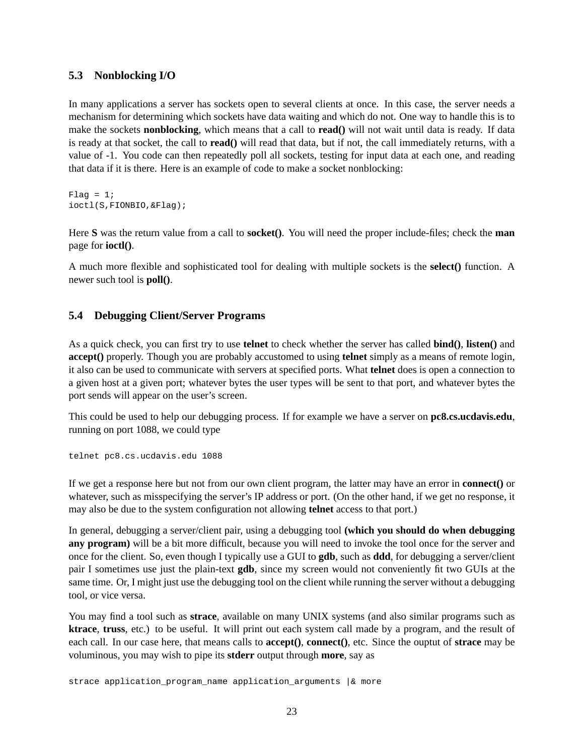### 5.3 Nonblocking I/O

In many applications a server has sockets open to several clients at once. In this case, the server needs a mechanism for determining which sockets have data waiting and which do not. One way to handle this is to make the sockets **nonblocking**, which means that a call to **read()** will not wait until data is ready. If data is ready at that socket, the call to **read()** will read that data, but if not, the call immediately returns, with a value of -1. You code can then repeatedly poll all sockets, testing for input data at each one, and reading that data if it is there. Here is an example of code to make a socket nonblocking:

```
Flag = 1;
ioctl(S,FIONBIO,&Flag);
```

Here **S** was the return value from a call to **socket()**. You will need the proper include-files; check the **man** page for **ioctl()**.

A much more flexible and sophisticated tool for dealing with multiple sockets is the **select()** function. A newer such tool is **poll()**.

### 5.4 Debugging Client/Server Programs

As a quick check, you can first try to use **telnet** to check whether the server has called **bind()**, **listen()** and **accept()** properly. Though you are probably accustomed to using **telnet** simply as a means of remote login, it also can be used to communicate with servers at specified ports. What **telnet** does is open a connection to a given host at a given port; whatever bytes the user types will be sent to that port, and whatever bytes the port sends will appear on the user's screen.

This could be used to help our debugging process. If for example we have a server on **pc8.cs.ucdavis.edu**, running on port 1088, we could type

```
telnet pc8.cs.ucdavis.edu 1088
```

If we get a response here but not from our own client program, the latter may have an error in **connect()** or whatever, such as misspecifying the server's IP address or port. (On the other hand, if we get no response, it may also be due to the system configuration not allowing **telnet** access to that port.)

In general, debugging a server/client pair, using a debugging tool **(which you should do when debugging any program)** will be a bit more difficult, because you will need to invoke the tool once for the server and once for the client. So, even though I typically use a GUI to **gdb**, such as **ddd**, for debugging a server/client pair I sometimes use just the plain-text **gdb**, since my screen would not conveniently fit two GUIs at the same time. Or, I might just use the debugging tool on the client while running the server without a debugging tool, or vice versa.

You may find a tool such as **strace**, available on many UNIX systems (and also similar programs such as **ktrace**, **truss**, etc.) to be useful. It will print out each system call made by a program, and the result of each call. In our case here, that means calls to **accept()**, **connect()**, etc. Since the ouptut of **strace** may be voluminous, you may wish to pipe its **stderr** output through **more**, say as

```
strace application_program_name application_arguments |& more
```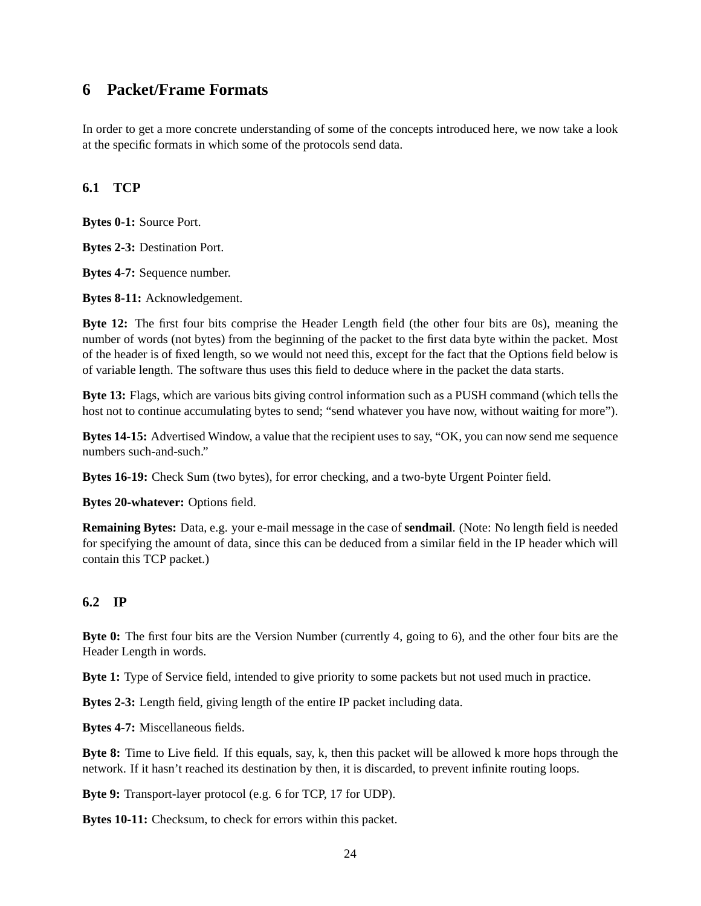# 6 Packet/Frame Formats

In order to get a more concrete understanding of some of the concepts introduced here, we now take a look at the specific formats in which some of the protocols send data.

## 6.1 TCP

**Bytes 0-1:** Source Port.

**Bytes 2-3:** Destination Port.

**Bytes 4-7:** Sequence number.

**Bytes 8-11:** Acknowledgement.

**Byte 12:** The first four bits comprise the Header Length field (the other four bits are 0s), meaning the number of words (not bytes) from the beginning of the packet to the first data byte within the packet. Most of the header is of fixed length, so we would not need this, except for the fact that the Options field below is of variable length. The software thus uses this field to deduce where in the packet the data starts.

**Byte 13:** Flags, which are various bits giving control information such as a PUSH command (which tells the host not to continue accumulating bytes to send; "send whatever you have now, without waiting for more").

**Bytes 14-15:** Advertised Window, a value that the recipient uses to say, "OK, you can now send me sequence numbers such-and-such."

**Bytes 16-19:** Check Sum (two bytes), for error checking, and a two-byte Urgent Pointer field.

**Bytes 20-whatever:** Options field.

**Remaining Bytes:** Data, e.g. your e-mail message in the case of **sendmail**. (Note: No length field is needed for specifying the amount of data, since this can be deduced from a similar field in the IP header which will contain this TCP packet.)

## 6.2 IP

**Byte 0:** The first four bits are the Version Number (currently 4, going to 6), and the other four bits are the Header Length in words.

**Byte 1:** Type of Service field, intended to give priority to some packets but not used much in practice.

**Bytes 2-3:** Length field, giving length of the entire IP packet including data.

**Bytes 4-7:** Miscellaneous fields.

**Byte 8:** Time to Live field. If this equals, say, k, then this packet will be allowed k more hops through the network. If it hasn't reached its destination by then, it is discarded, to prevent infinite routing loops.

**Byte 9:** Transport-layer protocol (e.g. 6 for TCP, 17 for UDP).

**Bytes 10-11:** Checksum, to check for errors within this packet.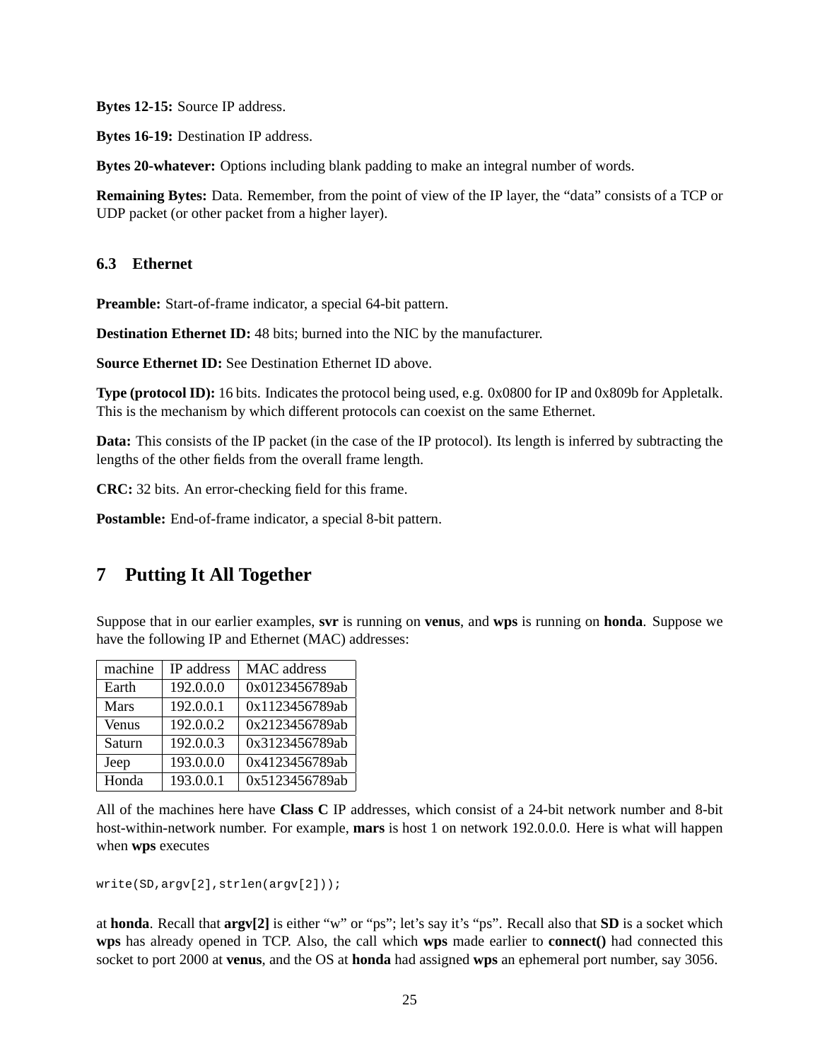**Bytes 12-15:** Source IP address.

**Bytes 16-19:** Destination IP address.

**Bytes 20-whatever:** Options including blank padding to make an integral number of words.

**Remaining Bytes:** Data. Remember, from the point of view of the IP layer, the "data" consists of a TCP or UDP packet (or other packet from a higher layer).

### 6.3 Ethernet

**Preamble:** Start-of-frame indicator, a special 64-bit pattern.

**Destination Ethernet ID:** 48 bits; burned into the NIC by the manufacturer.

**Source Ethernet ID:** See Destination Ethernet ID above.

**Type (protocol ID):** 16 bits. Indicates the protocol being used, e.g. 0x0800 for IP and 0x809b for Appletalk. This is the mechanism by which different protocols can coexist on the same Ethernet.

**Data:** This consists of the IP packet (in the case of the IP protocol). Its length is inferred by subtracting the lengths of the other fields from the overall frame length.

**CRC:** 32 bits. An error-checking field for this frame.

**Postamble:** End-of-frame indicator, a special 8-bit pattern.

## 7 Putting It All Together

Suppose that in our earlier examples, **svr** is running on **venus**, and **wps** is running on **honda**. Suppose we have the following IP and Ethernet (MAC) addresses:

| machine | IP address | MAC address |
|---|---|---|
| Earth | 192.0.0.0 | 0x0123456789ab |
| Mars | 192.0.0.1 | 0x1123456789ab |
| Venus | 192.0.0.2 | 0x2123456789ab |
| Saturn | 192.0.0.3 | 0x3123456789ab |
| Jeep | 193.0.0.0 | 0x4123456789ab |
| Honda | 193.0.0.1 | 0x5123456789ab |

All of the machines here have **Class C** IP addresses, which consist of a 24-bit network number and 8-bit host-within-network number. For example, **mars** is host 1 on network 192.0.0.0. Here is what will happen when **wps** executes

```
write(SD,argv[2],strlen(argv[2]));
```

at **honda**. Recall that **argv[2]** is either "w" or "ps"; let's say it's "ps". Recall also that **SD** is a socket which **wps** has already opened in TCP. Also, the call which **wps** made earlier to **connect()** had connected this socket to port 2000 at **venus**, and the OS at **honda** had assigned **wps** an ephemeral port number, say 3056.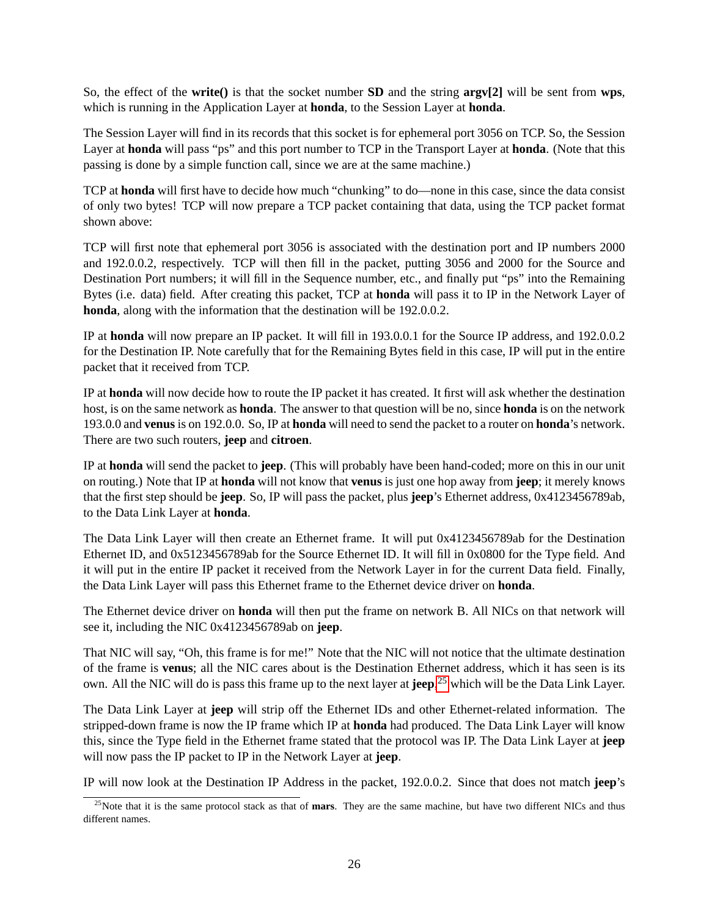So, the effect of the **write()** is that the socket number **SD** and the string **argv[2]** will be sent from **wps**, which is running in the Application Layer at **honda**, to the Session Layer at **honda**.

The Session Layer will find in its records that this socket is for ephemeral port 3056 on TCP. So, the Session Layer at **honda** will pass "ps" and this port number to TCP in the Transport Layer at **honda**. (Note that this passing is done by a simple function call, since we are at the same machine.)

TCP at **honda** will first have to decide how much "chunking" to do—none in this case, since the data consist of only two bytes! TCP will now prepare a TCP packet containing that data, using the TCP packet format shown above:

TCP will first note that ephemeral port 3056 is associated with the destination port and IP numbers 2000 and 192.0.0.2, respectively. TCP will then fill in the packet, putting 3056 and 2000 for the Source and Destination Port numbers; it will fill in the Sequence number, etc., and finally put "ps" into the Remaining Bytes (i.e. data) field. After creating this packet, TCP at **honda** will pass it to IP in the Network Layer of **honda**, along with the information that the destination will be 192.0.0.2.

IP at **honda** will now prepare an IP packet. It will fill in 193.0.0.1 for the Source IP address, and 192.0.0.2 for the Destination IP. Note carefully that for the Remaining Bytes field in this case, IP will put in the entire packet that it received from TCP.

IP at **honda** will now decide how to route the IP packet it has created. It first will ask whether the destination host, is on the same network as **honda**. The answer to that question will be no, since **honda** is on the network 193.0.0 and **venus** is on 192.0.0. So, IP at **honda** will need to send the packet to a router on **honda**'s network. There are two such routers, **jeep** and **citroen**.

IP at **honda** will send the packet to **jeep**. (This will probably have been hand-coded; more on this in our unit on routing.) Note that IP at **honda** will not know that **venus** is just one hop away from **jeep**; it merely knows that the first step should be **jeep**. So, IP will pass the packet, plus **jeep**'s Ethernet address, 0x4123456789ab, to the Data Link Layer at **honda**.

The Data Link Layer will then create an Ethernet frame. It will put 0x4123456789ab for the Destination Ethernet ID, and 0x5123456789ab for the Source Ethernet ID. It will fill in 0x0800 for the Type field. And it will put in the entire IP packet it received from the Network Layer in for the current Data field. Finally, the Data Link Layer will pass this Ethernet frame to the Ethernet device driver on **honda**.

The Ethernet device driver on **honda** will then put the frame on network B. All NICs on that network will see it, including the NIC 0x4123456789ab on **jeep**.

That NIC will say, "Oh, this frame is for me!" Note that the NIC will not notice that the ultimate destination of the frame is **venus**; all the NIC cares about is the Destination Ethernet address, which it has seen is its own. All the NIC will do is pass this frame up to the next layer at **jeep**,[25] which will be the Data Link Layer.

The Data Link Layer at **jeep** will strip off the Ethernet IDs and other Ethernet-related information. The stripped-down frame is now the IP frame which IP at **honda** had produced. The Data Link Layer will know this, since the Type field in the Ethernet frame stated that the protocol was IP. The Data Link Layer at **jeep** will now pass the IP packet to IP in the Network Layer at **jeep**.

IP will now look at the Destination IP Address in the packet, 192.0.0.2. Since that does not match **jeep**'s

[25] Note that it is the same protocol stack as that of **mars**. They are the same machine, but have two different NICs and thus different names.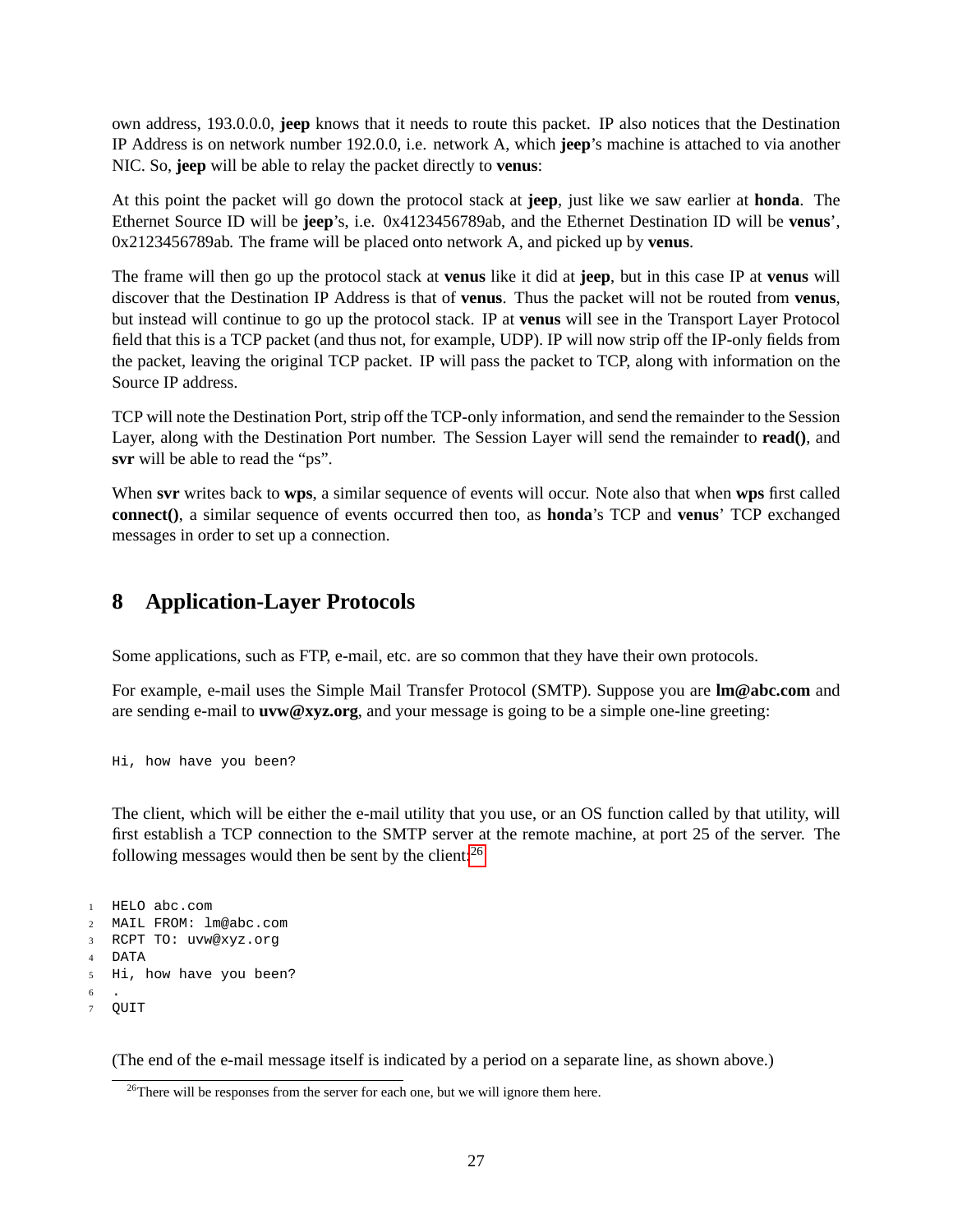own address, 193.0.0.0, **jeep** knows that it needs to route this packet. IP also notices that the Destination IP Address is on network number 192.0.0, i.e. network A, which **jeep**'s machine is attached to via another NIC. So, **jeep** will be able to relay the packet directly to **venus**:

At this point the packet will go down the protocol stack at **jeep**, just like we saw earlier at **honda**. The Ethernet Source ID will be **jeep**'s, i.e. 0x4123456789ab, and the Ethernet Destination ID will be **venus**', 0x2123456789ab. The frame will be placed onto network A, and picked up by **venus**.

The frame will then go up the protocol stack at **venus** like it did at **jeep**, but in this case IP at **venus** will discover that the Destination IP Address is that of **venus**. Thus the packet will not be routed from **venus**, but instead will continue to go up the protocol stack. IP at **venus** will see in the Transport Layer Protocol field that this is a TCP packet (and thus not, for example, UDP). IP will now strip off the IP-only fields from the packet, leaving the original TCP packet. IP will pass the packet to TCP, along with information on the Source IP address.

TCP will note the Destination Port, strip off the TCP-only information, and send the remainder to the Session Layer, along with the Destination Port number. The Session Layer will send the remainder to **read()**, and **svr** will be able to read the "ps".

When **svr** writes back to **wps**, a similar sequence of events will occur. Note also that when **wps** first called **connect()**, a similar sequence of events occurred then too, as **honda**'s TCP and **venus**' TCP exchanged messages in order to set up a connection.

## 8 Application-Layer Protocols

Some applications, such as FTP, e-mail, etc. are so common that they have their own protocols.

For example, e-mail uses the Simple Mail Transfer Protocol (SMTP). Suppose you are **lm@abc.com** and are sending e-mail to **uvw@xyz.org**, and your message is going to be a simple one-line greeting:

```
Hi, how have you been?
```

The client, which will be either the e-mail utility that you use, or an OS function called by that utility, will first establish a TCP connection to the SMTP server at the remote machine, at port 25 of the server. The following messages would then be sent by the client:[26]

```
1 HELO abc.com
2 MAIL FROM: lm@abc.com
3 RCPT TO: uvw@xyz.org
4 DATA
5 Hi, how have you been?
6 .
7 QUIT
```

(The end of the e-mail message itself is indicated by a period on a separate line, as shown above.)

[26] There will be responses from the server for each one, but we will ignore them here.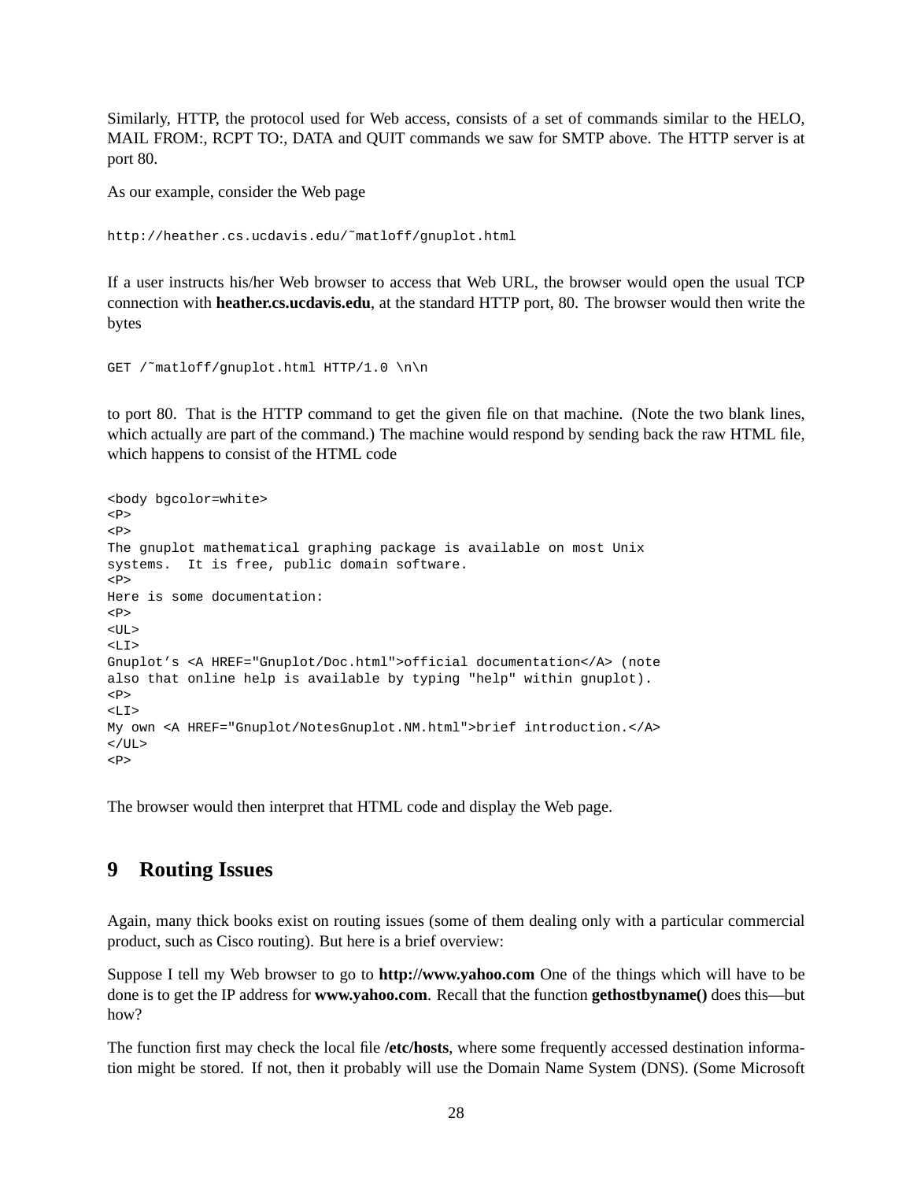Similarly, HTTP, the protocol used for Web access, consists of a set of commands similar to the HELO, MAIL FROM:, RCPT TO:, DATA and QUIT commands we saw for SMTP above. The HTTP server is at port 80.

As our example, consider the Web page

```
http://heather.cs.ucdavis.edu/˜matloff/gnuplot.html
```

If a user instructs his/her Web browser to access that Web URL, the browser would open the usual TCP connection with **heather.cs.ucdavis.edu**, at the standard HTTP port, 80. The browser would then write the bytes

```
GET /˜matloff/gnuplot.html HTTP/1.0 \n\n
```

to port 80. That is the HTTP command to get the given file on that machine. (Note the two blank lines, which actually are part of the command.) The machine would respond by sending back the raw HTML file, which happens to consist of the HTML code

```
<body bgcolor=white>
<P>
<P>
The gnuplot mathematical graphing package is available on most Unix
systems.  It is free, public domain software.
<P>
Here is some documentation:
<P>
<UL>
<LI>
Gnuplot’s <A HREF="Gnuplot/Doc.html">official documentation</A> (note
also that online help is available by typing "help" within gnuplot).
<P>
<LI>
My own <A HREF="Gnuplot/NotesGnuplot.NM.html">brief introduction.</A>
</UL>
<P>
```

The browser would then interpret that HTML code and display the Web page.

## 9 Routing Issues

Again, many thick books exist on routing issues (some of them dealing only with a particular commercial product, such as Cisco routing). But here is a brief overview:

Suppose I tell my Web browser to go to **http://www.yahoo.com** One of the things which will have to be done is to get the IP address for **www.yahoo.com**. Recall that the function **gethostbyname()** does this—but how?

The function first may check the local file **/etc/hosts**, where some frequently accessed destination information might be stored. If not, then it probably will use the Domain Name System (DNS). (Some Microsoft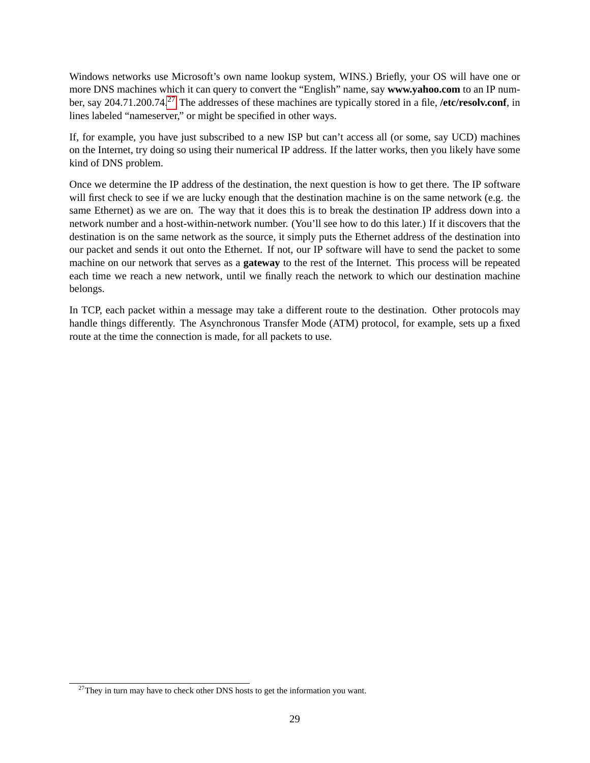Windows networks use Microsoft's own name lookup system, WINS.) Briefly, your OS will have one or more DNS machines which it can query to convert the "English" name, say **www.yahoo.com** to an IP number, say 204.71.200.74.[27] The addresses of these machines are typically stored in a file, **/etc/resolv.conf**, in lines labeled "nameserver," or might be specified in other ways.

If, for example, you have just subscribed to a new ISP but can't access all (or some, say UCD) machines on the Internet, try doing so using their numerical IP address. If the latter works, then you likely have some kind of DNS problem.

Once we determine the IP address of the destination, the next question is how to get there. The IP software will first check to see if we are lucky enough that the destination machine is on the same network (e.g. the same Ethernet) as we are on. The way that it does this is to break the destination IP address down into a network number and a host-within-network number. (You'll see how to do this later.) If it discovers that the destination is on the same network as the source, it simply puts the Ethernet address of the destination into our packet and sends it out onto the Ethernet. If not, our IP software will have to send the packet to some machine on our network that serves as a **gateway** to the rest of the Internet. This process will be repeated each time we reach a new network, until we finally reach the network to which our destination machine belongs.

In TCP, each packet within a message may take a different route to the destination. Other protocols may handle things differently. The Asynchronous Transfer Mode (ATM) protocol, for example, sets up a fixed route at the time the connection is made, for all packets to use.

---

[27] They in turn may have to check other DNS hosts to get the information you want.